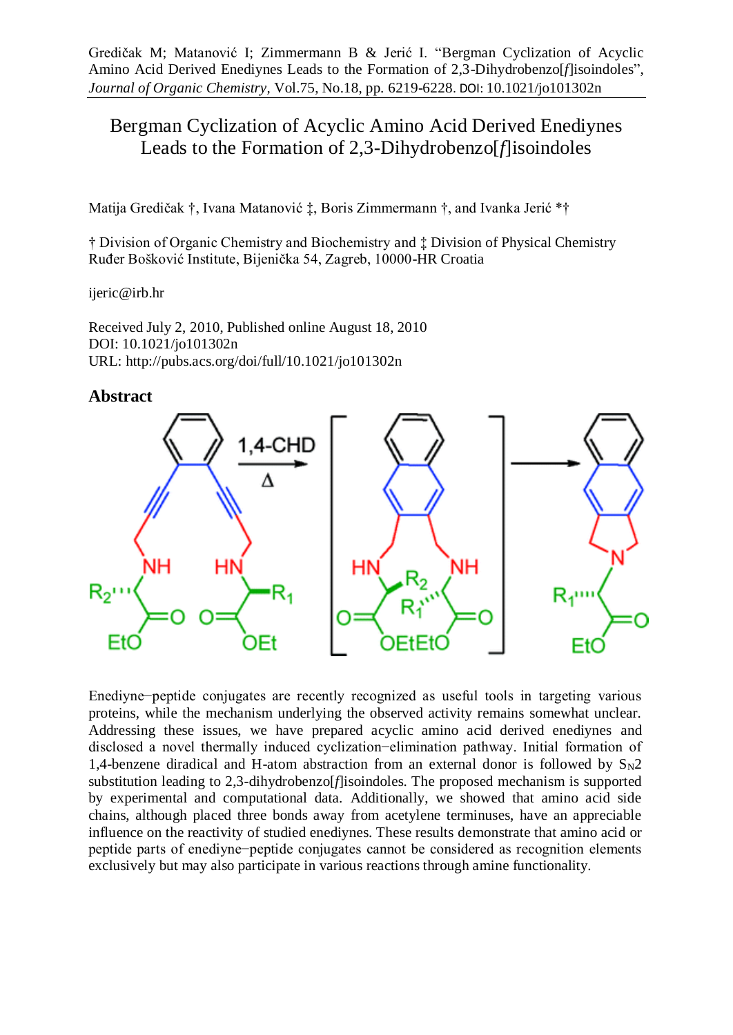Gredičak M; Matanović I; Zimmermann B & Jerić I. "Bergman Cyclization of Acyclic Amino Acid Derived Enediynes Leads to the Formation of 2,3-Dihydrobenzo[*f*]isoindoles", *Journal of Organic Chemistry*, Vol.75, No.18, pp. 6219-6228. DOI: 10.1021/jo101302n

# Bergman Cyclization of Acyclic Amino Acid Derived Enediynes Leads to the Formation of 2,3-Dihydrobenzo[*f*]isoindoles

Matija Gredičak †, Ivana Matanović ‡, Boris Zimmermann †, and Ivanka Jerić *†

† Division of Organic Chemistry and Biochemistry and ‡ Division of Physical Chemistry
Ruđer Bošković Institute, Bijenička 54, Zagreb, 10000-HR Croatia

ijeric@irb.hr

Received July 2, 2010, Published online August 18, 2010
DOI: 10.1021/jo101302n
URL: http://pubs.acs.org/doi/full/10.1021/jo101302n

## Abstract

Enediyne–peptide conjugates are recently recognized as useful tools in targeting various proteins, while the mechanism underlying the observed activity remains somewhat unclear. Addressing these issues, we have prepared acyclic amino acid derived enediynes and disclosed a novel thermally induced cyclization−elimination pathway. Initial formation of 1,4-benzene diradical and H-atom abstraction from an external donor is followed by $S_N2$ substitution leading to 2,3-dihydrobenzo[*f*]isoindoles. The proposed mechanism is supported by experimental and computational data. Additionally, we showed that amino acid side chains, although placed three bonds away from acetylene terminuses, have an appreciable influence on the reactivity of studied enediynes. These results demonstrate that amino acid or peptide parts of enediyne–peptide conjugates cannot be considered as recognition elements exclusively but may also participate in various reactions through amine functionality.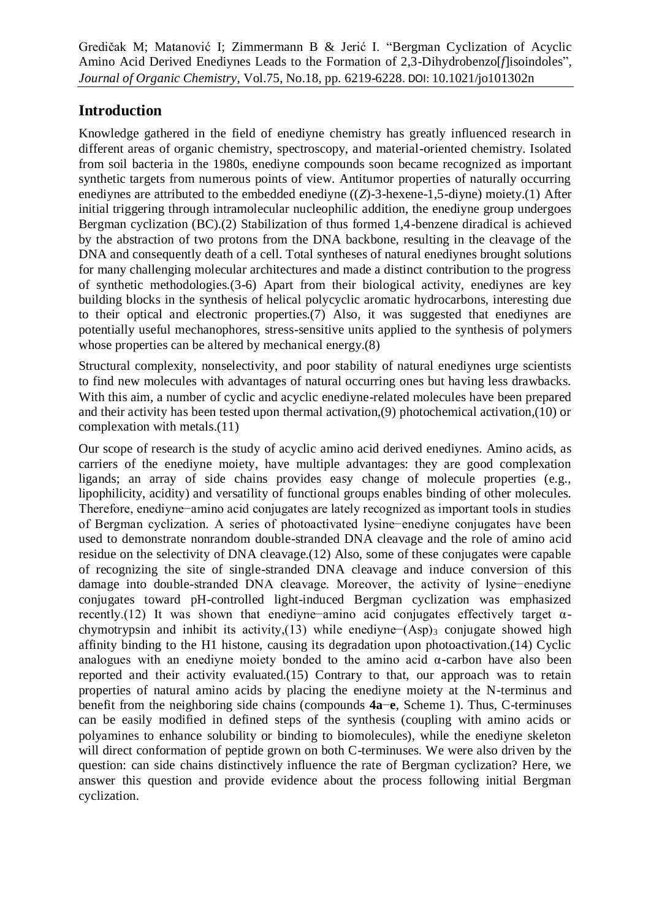## Introduction

Knowledge gathered in the field of enediyne chemistry has greatly influenced research in different areas of organic chemistry, spectroscopy, and material-oriented chemistry. Isolated from soil bacteria in the 1980s, enediyne compounds soon became recognized as important synthetic targets from numerous points of view. Antitumor properties of naturally occurring enediynes are attributed to the embedded enediyne ((*Z*)-3-hexene-1,5-diyne) moiety.(1) After initial triggering through intramolecular nucleophilic addition, the enediyne group undergoes Bergman cyclization (BC).(2) Stabilization of thus formed 1,4-benzene diradical is achieved by the abstraction of two protons from the DNA backbone, resulting in the cleavage of the DNA and consequently death of a cell. Total syntheses of natural enediynes brought solutions for many challenging molecular architectures and made a distinct contribution to the progress of synthetic methodologies.(3-6) Apart from their biological activity, enediynes are key building blocks in the synthesis of helical polycyclic aromatic hydrocarbons, interesting due to their optical and electronic properties.(7) Also, it was suggested that enediynes are potentially useful mechanophores, stress-sensitive units applied to the synthesis of polymers whose properties can be altered by mechanical energy.(8)

Structural complexity, nonselectivity, and poor stability of natural enediynes urge scientists to find new molecules with advantages of natural occurring ones but having less drawbacks. With this aim, a number of cyclic and acyclic enediyne-related molecules have been prepared and their activity has been tested upon thermal activation,(9) photochemical activation,(10) or complexation with metals.(11)

Our scope of research is the study of acyclic amino acid derived enediynes. Amino acids, as carriers of the enediyne moiety, have multiple advantages: they are good complexation ligands; an array of side chains provides easy change of molecule properties (e.g., lipophilicity, acidity) and versatility of functional groups enables binding of other molecules. Therefore, enediyne–amino acid conjugates are lately recognized as important tools in studies of Bergman cyclization. A series of photoactivated lysine–enediyne conjugates have been used to demonstrate nonrandom double-stranded DNA cleavage and the role of amino acid residue on the selectivity of DNA cleavage.(12) Also, some of these conjugates were capable of recognizing the site of single-stranded DNA cleavage and induce conversion of this damage into double-stranded DNA cleavage. Moreover, the activity of lysine–enediyne conjugates toward pH-controlled light-induced Bergman cyclization was emphasized recently.(12) It was shown that enediyne–amino acid conjugates effectively target α-chymotrypsin and inhibit its activity,(13) while enediyne–$(Asp)_3$ conjugate showed high affinity binding to the H1 histone, causing its degradation upon photoactivation.(14) Cyclic analogues with an enediyne moiety bonded to the amino acid α-carbon have also been reported and their activity evaluated.(15) Contrary to that, our approach was to retain properties of natural amino acids by placing the enediyne moiety at the N-terminus and benefit from the neighboring side chains (compounds **4a**–**e**, Scheme 1). Thus, C-terminuses can be easily modified in defined steps of the synthesis (coupling with amino acids or polyamines to enhance solubility or binding to biomolecules), while the enediyne skeleton will direct conformation of peptide grown on both C-terminuses. We were also driven by the question: can side chains distinctively influence the rate of Bergman cyclization? Here, we answer this question and provide evidence about the process following initial Bergman cyclization.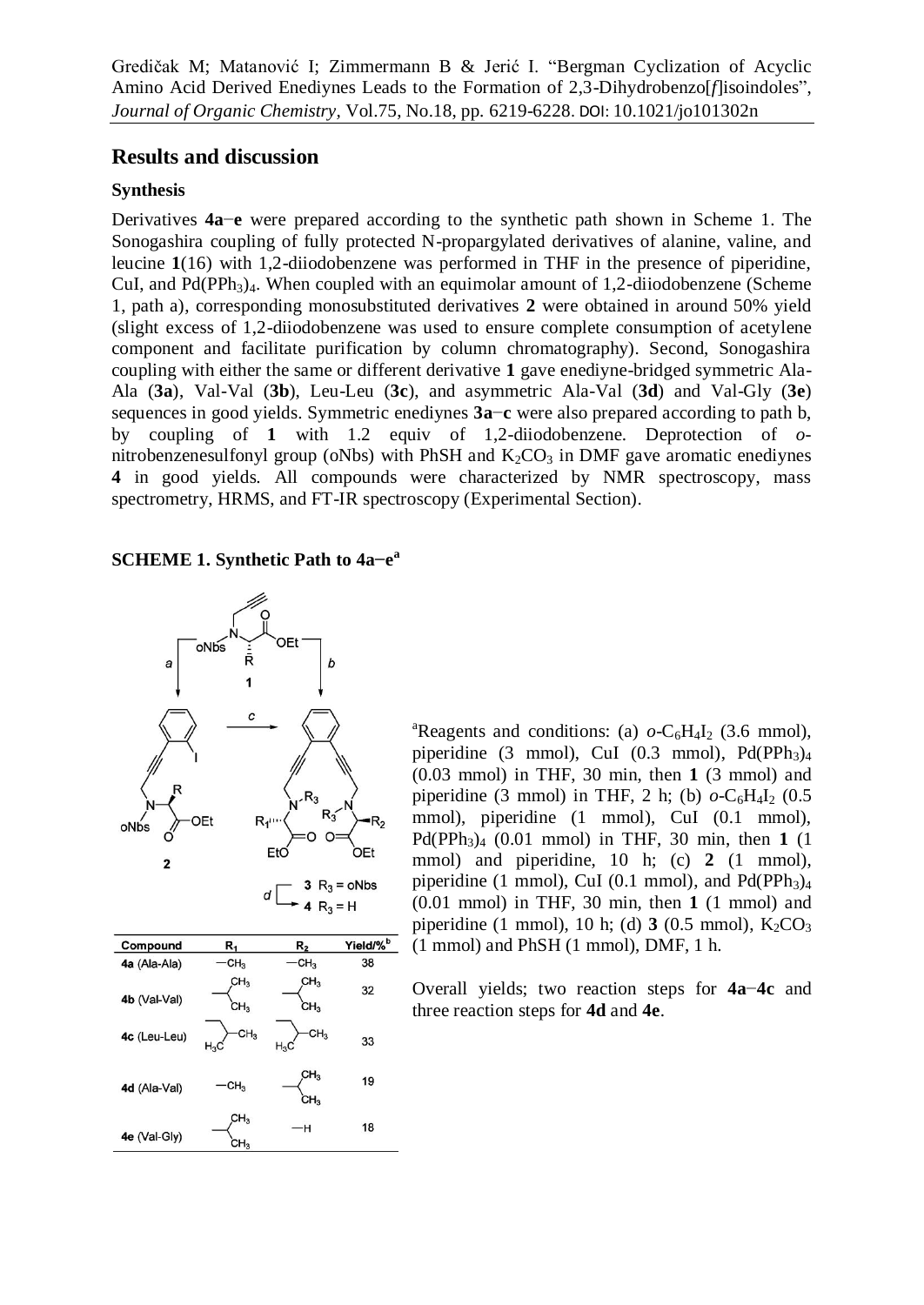## Results and discussion

### Synthesis

Derivatives **4a**–**e** were prepared according to the synthetic path shown in Scheme 1. The Sonogashira coupling of fully protected N-propargylated derivatives of alanine, valine, and leucine **1**(16) with 1,2-diiodobenzene was performed in THF in the presence of piperidine, CuI, and $Pd(PPh_3)_4$. When coupled with an equimolar amount of 1,2-diiodobenzene (Scheme 1, path a), corresponding monosubstituted derivatives **2** were obtained in around 50% yield (slight excess of 1,2-diiodobenzene was used to ensure complete consumption of acetylene component and facilitate purification by column chromatography). Second, Sonogashira coupling with either the same or different derivative **1** gave enediyne-bridged symmetric Ala-Ala (**3a**), Val-Val (**3b**), Leu-Leu (**3c**), and asymmetric Ala-Val (**3d**) and Val-Gly (**3e**) sequences in good yields. Symmetric enediynes **3a**–**c** were also prepared according to path b, by coupling of **1** with 1.2 equiv of 1,2-diiodobenzene. Deprotection of *o*-nitrobenzenesulfonyl group (oNbs) with PhSH and $K_2CO_3$ in DMF gave aromatic enediynes **4** in good yields. All compounds were characterized by NMR spectroscopy, mass spectrometry, HRMS, and FT-IR spectroscopy (Experimental Section).

**SCHEME 1. Synthetic Path to 4a–e[a]**

| Compound | $R_1$ | $R_2$ | Yield/%[b] |
|---|---|---|---|
| 4a (Ala-Ala) | $-CH_3$ | $-CH_3$ | 38 |
| 4b (Val-Val) | $-CH(CH_3)_2$ | $-CH(CH_3)_2$ | 32 |
| 4c (Leu-Leu) | $-CH_2CH(CH_3)_2$ | $-CH_2CH(CH_3)_2$ | 33 |
| 4d (Ala-Val) | $-CH_3$ | $-CH(CH_3)_2$ | 19 |
| 4e (Val-Gly) | $-CH(CH_3)_2$ | $-H$ | 18 |

[a]Reagents and conditions: (a) $o$-$C_6H_4I_2$ (3.6 mmol), piperidine (3 mmol), CuI (0.3 mmol), $Pd(PPh_3)_4$ (0.03 mmol) in THF, 30 min, then **1** (3 mmol) and piperidine (3 mmol) in THF, 2 h; (b) $o$-$C_6H_4I_2$ (0.5 mmol), piperidine (1 mmol), CuI (0.1 mmol), $Pd(PPh_3)_4$ (0.01 mmol) in THF, 30 min, then **1** (1 mmol) and piperidine, 10 h; (c) **2** (1 mmol), piperidine (1 mmol), CuI (0.1 mmol), and $Pd(PPh_3)_4$ (0.01 mmol) in THF, 30 min, then **1** (1 mmol) and piperidine (1 mmol), 10 h; (d) **3** (0.5 mmol), $K_2CO_3$ (1 mmol) and PhSH (1 mmol), DMF, 1 h.

Overall yields; two reaction steps for **4a**–**4c** and three reaction steps for **4d** and **4e**.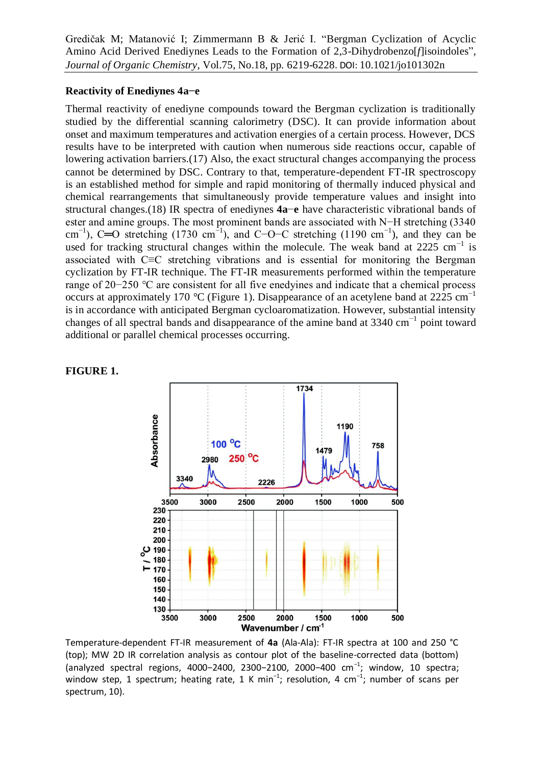## Reactivity of Enediynes 4a−e

Thermal reactivity of enediyne compounds toward the Bergman cyclization is traditionally studied by the differential scanning calorimetry (DSC). It can provide information about onset and maximum temperatures and activation energies of a certain process. However, DCS results have to be interpreted with caution when numerous side reactions occur, capable of lowering activation barriers.(17) Also, the exact structural changes accompanying the process cannot be determined by DSC. Contrary to that, temperature-dependent FT-IR spectroscopy is an established method for simple and rapid monitoring of thermally induced physical and chemical rearrangements that simultaneously provide temperature values and insight into structural changes.(18) IR spectra of enediynes **4a**−**e** have characteristic vibrational bands of ester and amine groups. The most prominent bands are associated with N−H stretching (3340 $cm^{-1}$), C═O stretching (1730 $cm^{-1}$), and C−O−C stretching (1190 $cm^{-1}$), and they can be used for tracking structural changes within the molecule. The weak band at 2225 $cm^{-1}$ is associated with C≡C stretching vibrations and is essential for monitoring the Bergman cyclization by FT-IR technique. The FT-IR measurements performed within the temperature range of 20−250 °C are consistent for all five enedyines and indicate that a chemical process occurs at approximately 170 °C (Figure 1). Disappearance of an acetylene band at 2225 $cm^{-1}$ is in accordance with anticipated Bergman cycloaromatization. However, substantial intensity changes of all spectral bands and disappearance of the amine band at 3340 $cm^{-1}$ point toward additional or parallel chemical processes occurring.

**FIGURE 1.**

Temperature-dependent FT-IR measurement of **4a** (Ala-Ala): FT-IR spectra at 100 and 250 °C (top); MW 2D IR correlation analysis as contour plot of the baseline-corrected data (bottom) (analyzed spectral regions, 4000−2400, 2300−2100, 2000−400 $cm^{-1}$; window, 10 spectra; window step, 1 spectrum; heating rate, 1 K $min^{-1}$; resolution, 4 $cm^{-1}$; number of scans per spectrum, 10).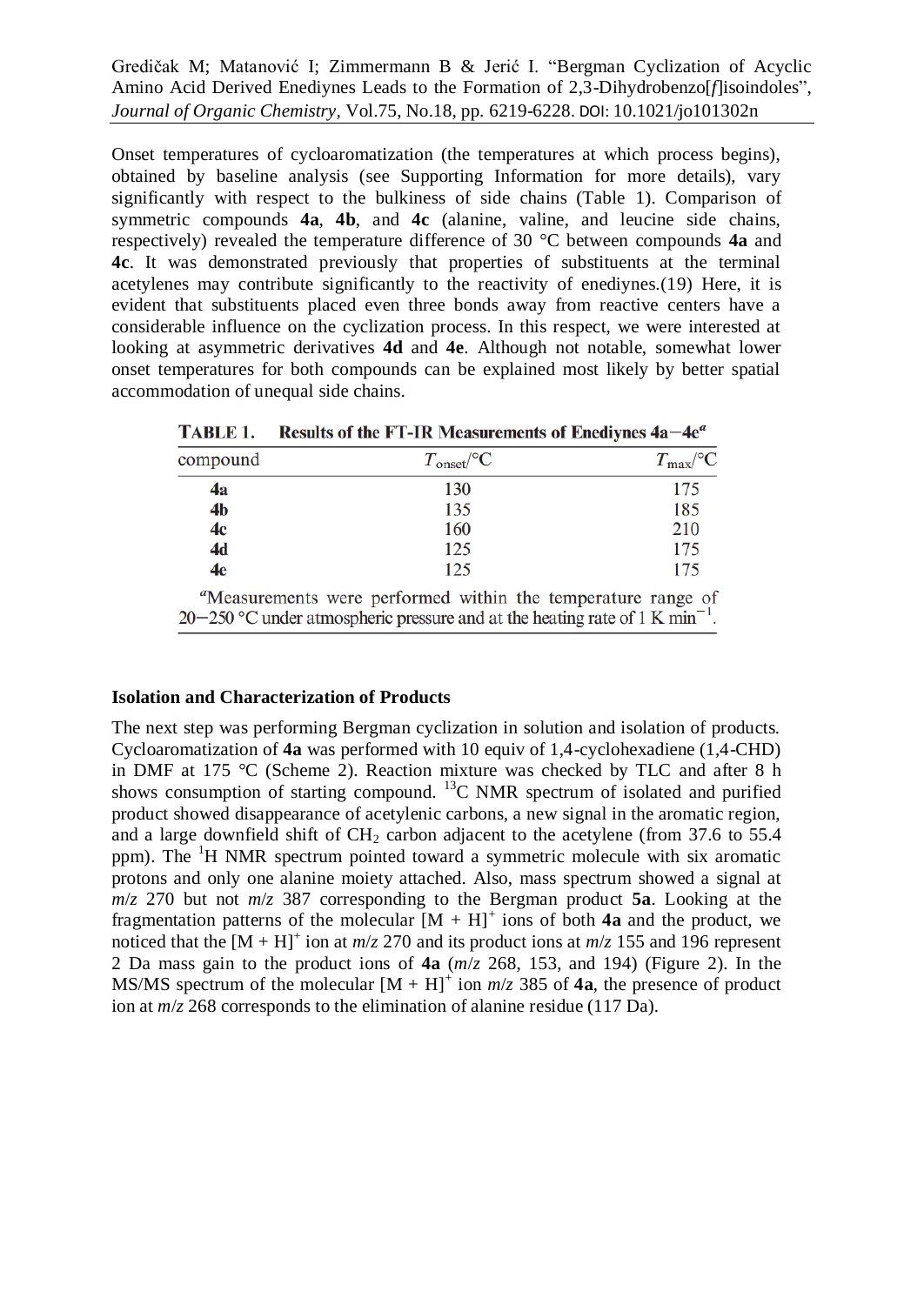Onset temperatures of cycloaromatization (the temperatures at which process begins), obtained by baseline analysis (see Supporting Information for more details), vary significantly with respect to the bulkiness of side chains (Table 1). Comparison of symmetric compounds **4a**, **4b**, and **4c** (alanine, valine, and leucine side chains, respectively) revealed the temperature difference of 30 °C between compounds **4a** and **4c**. It was demonstrated previously that properties of substituents at the terminal acetylenes may contribute significantly to the reactivity of enediynes.(19) Here, it is evident that substituents placed even three bonds away from reactive centers have a considerable influence on the cyclization process. In this respect, we were interested at looking at asymmetric derivatives **4d** and **4e**. Although not notable, somewhat lower onset temperatures for both compounds can be explained most likely by better spatial accommodation of unequal side chains.

**TABLE 1. Results of the FT-IR Measurements of Enediynes 4a−4e**[a]

| compound | $T_{onset}$/°C | $T_{max}$/°C |
|---|---|---|
| **4a** | 130 | 175 |
| **4b** | 135 | 185 |
| **4c** | 160 | 210 |
| **4d** | 125 | 175 |
| **4e** | 125 | 175 |

[a]Measurements were performed within the temperature range of 20−250 °C under atmospheric pressure and at the heating rate of 1 K $min^{-1}$.

### Isolation and Characterization of Products

The next step was performing Bergman cyclization in solution and isolation of products. Cycloaromatization of **4a** was performed with 10 equiv of 1,4-cyclohexadiene (1,4-CHD) in DMF at 175 °C (Scheme 2). Reaction mixture was checked by TLC and after 8 h shows consumption of starting compound. $^{13}C$ NMR spectrum of isolated and purified product showed disappearance of acetylenic carbons, a new signal in the aromatic region, and a large downfield shift of $CH_2$ carbon adjacent to the acetylene (from 37.6 to 55.4 ppm). The $^{1}H$ NMR spectrum pointed toward a symmetric molecule with six aromatic protons and only one alanine moiety attached. Also, mass spectrum showed a signal at *m*/*z* 270 but not *m*/*z* 387 corresponding to the Bergman product **5a**. Looking at the fragmentation patterns of the molecular $[M + H]^+$ ions of both **4a** and the product, we noticed that the $[M + H]^+$ ion at *m*/*z* 270 and its product ions at *m*/*z* 155 and 196 represent 2 Da mass gain to the product ions of **4a** (*m*/*z* 268, 153, and 194) (Figure 2). In the MS/MS spectrum of the molecular $[M + H]^+$ ion *m*/*z* 385 of **4a**, the presence of product ion at *m*/*z* 268 corresponds to the elimination of alanine residue (117 Da).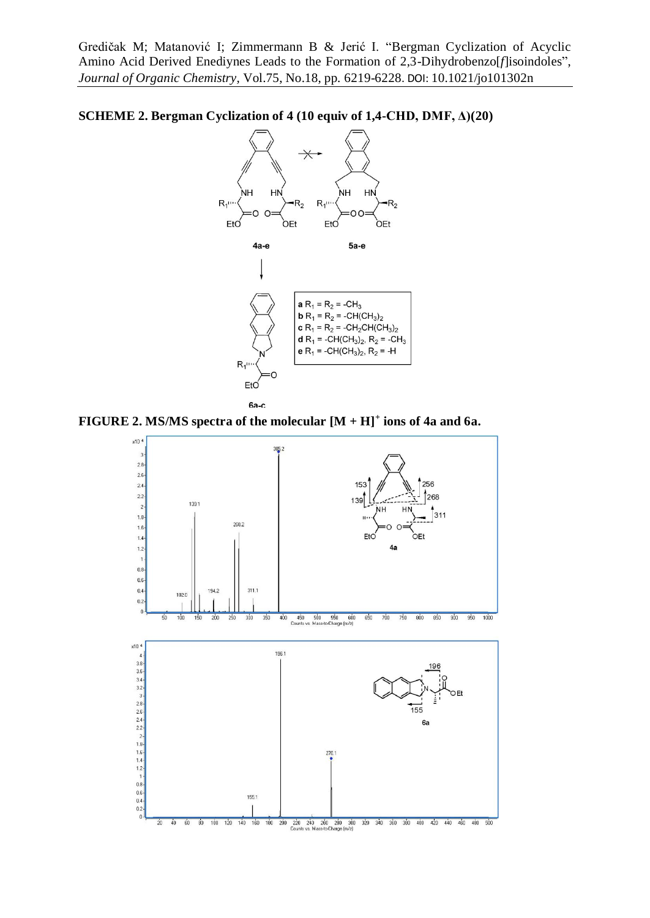**SCHEME 2. Bergman Cyclization of 4 (10 equiv of 1,4-CHD, DMF, Δ)(20)**

**a** $R_1 = R_2 = -CH_3$
**b** $R_1 = R_2 = -CH(CH_3)_2$
**c** $R_1 = R_2 = -CH_2CH(CH_3)_2$
**d** $R_1 = -CH(CH_3)_2$, $R_2 = -CH_3$
**e** $R_1 = -CH(CH_3)_2$, $R_2 = -H$

**FIGURE 2. MS/MS spectra of the molecular $[M + H]^+$ ions of 4a and 6a.**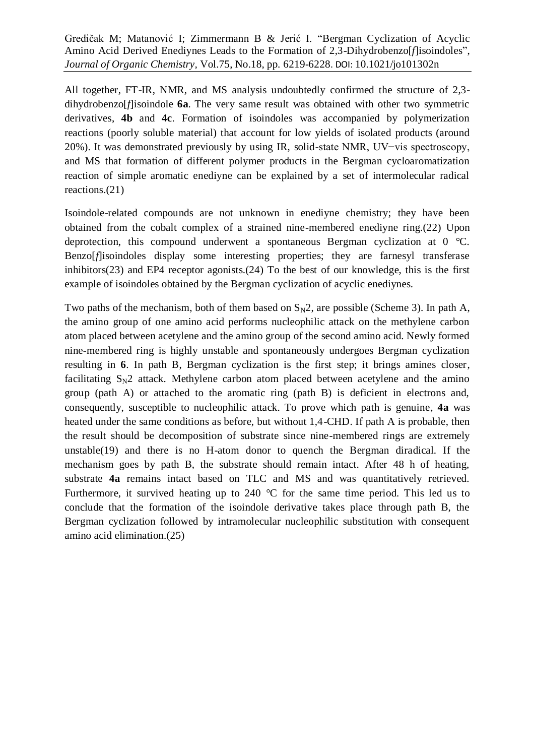All together, FT-IR, NMR, and MS analysis undoubtedly confirmed the structure of 2,3-dihydrobenzo[*f*]isoindole **6a**. The very same result was obtained with other two symmetric derivatives, **4b** and **4c**. Formation of isoindoles was accompanied by polymerization reactions (poorly soluble material) that account for low yields of isolated products (around 20%). It was demonstrated previously by using IR, solid-state NMR, UV−vis spectroscopy, and MS that formation of different polymer products in the Bergman cycloaromatization reaction of simple aromatic enediyne can be explained by a set of intermolecular radical reactions.(21)

Isoindole-related compounds are not unknown in enediyne chemistry; they have been obtained from the cobalt complex of a strained nine-membered enediyne ring.(22) Upon deprotection, this compound underwent a spontaneous Bergman cyclization at 0 °C. Benzo[*f*]isoindoles display some interesting properties; they are farnesyl transferase inhibitors(23) and EP4 receptor agonists.(24) To the best of our knowledge, this is the first example of isoindoles obtained by the Bergman cyclization of acyclic enediynes.

Two paths of the mechanism, both of them based on $S_N2$, are possible (Scheme 3). In path A, the amino group of one amino acid performs nucleophilic attack on the methylene carbon atom placed between acetylene and the amino group of the second amino acid. Newly formed nine-membered ring is highly unstable and spontaneously undergoes Bergman cyclization resulting in **6**. In path B, Bergman cyclization is the first step; it brings amines closer, facilitating $S_N2$ attack. Methylene carbon atom placed between acetylene and the amino group (path A) or attached to the aromatic ring (path B) is deficient in electrons and, consequently, susceptible to nucleophilic attack. To prove which path is genuine, **4a** was heated under the same conditions as before, but without 1,4-CHD. If path A is probable, then the result should be decomposition of substrate since nine-membered rings are extremely unstable(19) and there is no H-atom donor to quench the Bergman diradical. If the mechanism goes by path B, the substrate should remain intact. After 48 h of heating, substrate **4a** remains intact based on TLC and MS and was quantitatively retrieved. Furthermore, it survived heating up to 240 °C for the same time period. This led us to conclude that the formation of the isoindole derivative takes place through path B, the Bergman cyclization followed by intramolecular nucleophilic substitution with consequent amino acid elimination.(25)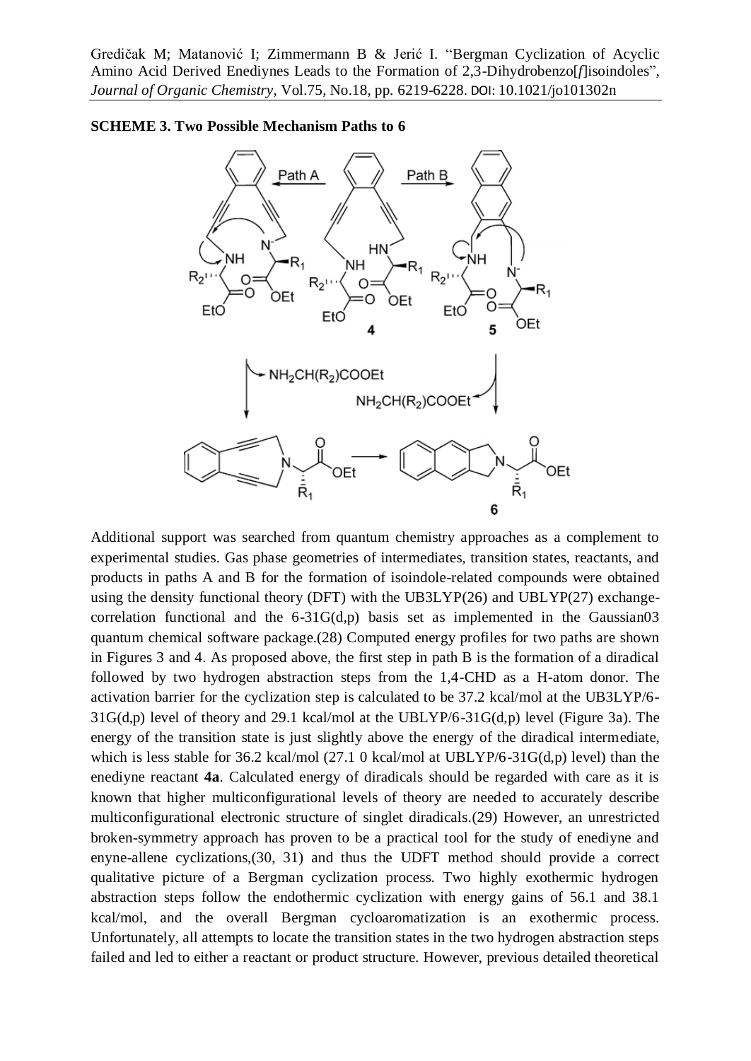**SCHEME 3. Two Possible Mechanism Paths to 6**

Additional support was searched from quantum chemistry approaches as a complement to experimental studies. Gas phase geometries of intermediates, transition states, reactants, and products in paths A and B for the formation of isoindole-related compounds were obtained using the density functional theory (DFT) with the UB3LYP(26) and UBLYP(27) exchange-correlation functional and the 6-31G(d,p) basis set as implemented in the Gaussian03 quantum chemical software package.(28) Computed energy profiles for two paths are shown in Figures 3 and 4. As proposed above, the first step in path B is the formation of a diradical followed by two hydrogen abstraction steps from the 1,4-CHD as a H-atom donor. The activation barrier for the cyclization step is calculated to be 37.2 kcal/mol at the UB3LYP/6-31G(d,p) level of theory and 29.1 kcal/mol at the UBLYP/6-31G(d,p) level (Figure 3a). The energy of the transition state is just slightly above the energy of the diradical intermediate, which is less stable for 36.2 kcal/mol (27.1 0 kcal/mol at UBLYP/6-31G(d,p) level) than the enediyne reactant **4a**. Calculated energy of diradicals should be regarded with care as it is known that higher multiconfigurational levels of theory are needed to accurately describe multiconfigurational electronic structure of singlet diradicals.(29) However, an unrestricted broken-symmetry approach has proven to be a practical tool for the study of enediyne and enyne-allene cyclizations,(30, 31) and thus the UDFT method should provide a correct qualitative picture of a Bergman cyclization process. Two highly exothermic hydrogen abstraction steps follow the endothermic cyclization with energy gains of 56.1 and 38.1 kcal/mol, and the overall Bergman cycloaromatization is an exothermic process. Unfortunately, all attempts to locate the transition states in the two hydrogen abstraction steps failed and led to either a reactant or product structure. However, previous detailed theoretical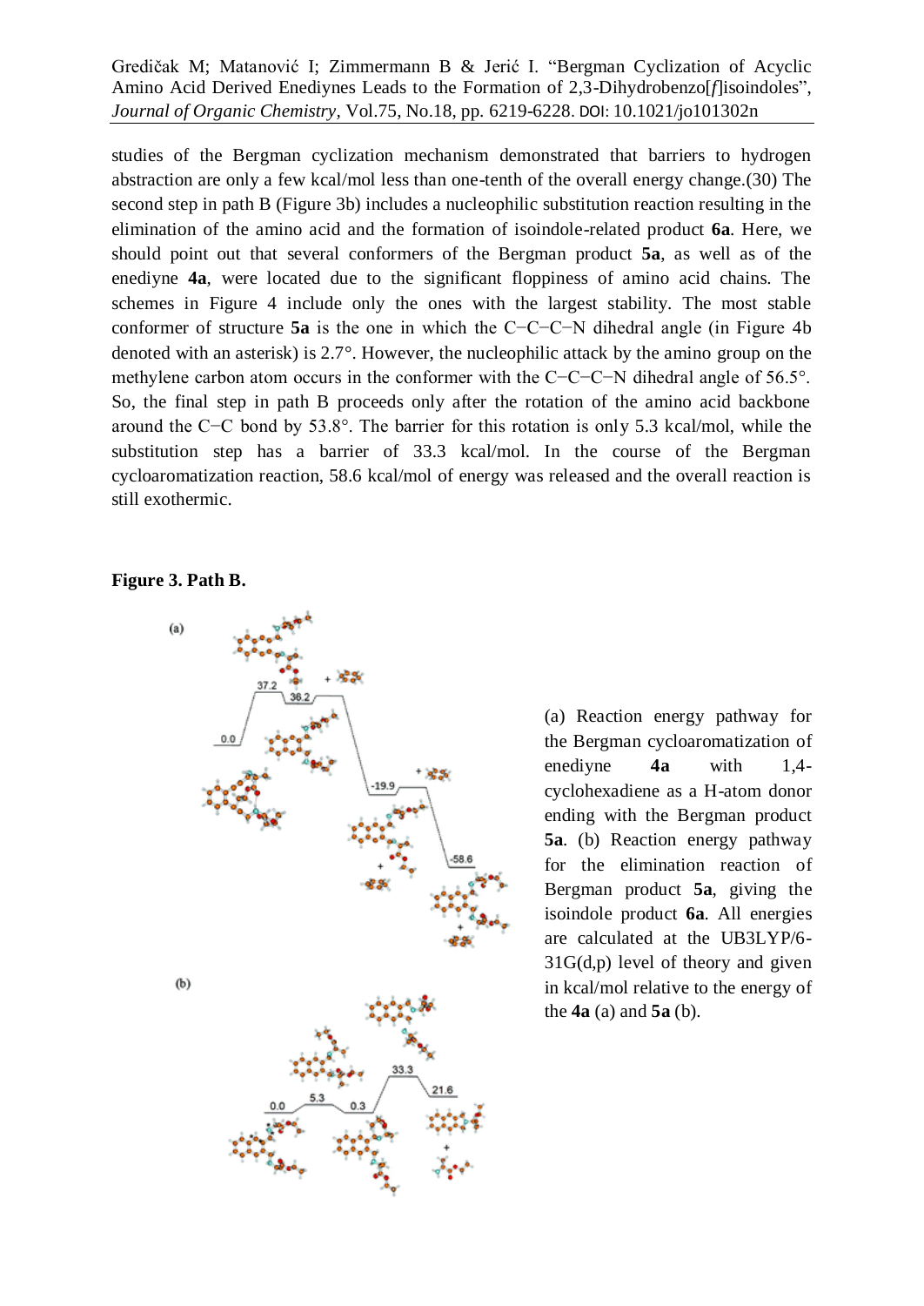studies of the Bergman cyclization mechanism demonstrated that barriers to hydrogen abstraction are only a few kcal/mol less than one-tenth of the overall energy change.(30) The second step in path B (Figure 3b) includes a nucleophilic substitution reaction resulting in the elimination of the amino acid and the formation of isoindole-related product **6a**. Here, we should point out that several conformers of the Bergman product **5a**, as well as of the enediyne **4a**, were located due to the significant floppiness of amino acid chains. The schemes in Figure 4 include only the ones with the largest stability. The most stable conformer of structure **5a** is the one in which the C−C−C−N dihedral angle (in Figure 4b denoted with an asterisk) is 2.7°. However, the nucleophilic attack by the amino group on the methylene carbon atom occurs in the conformer with the C−C−C−N dihedral angle of 56.5°. So, the final step in path B proceeds only after the rotation of the amino acid backbone around the C−C bond by 53.8°. The barrier for this rotation is only 5.3 kcal/mol, while the substitution step has a barrier of 33.3 kcal/mol. In the course of the Bergman cycloaromatization reaction, 58.6 kcal/mol of energy was released and the overall reaction is still exothermic.

**Figure 3. Path B.**

(a) Reaction energy pathway for the Bergman cycloaromatization of enediyne **4a** with 1,4-cyclohexadiene as a H-atom donor ending with the Bergman product **5a**. (b) Reaction energy pathway for the elimination reaction of Bergman product **5a**, giving the isoindole product **6a**. All energies are calculated at the UB3LYP/6-31G(d,p) level of theory and given in kcal/mol relative to the energy of the **4a** (a) and **5a** (b).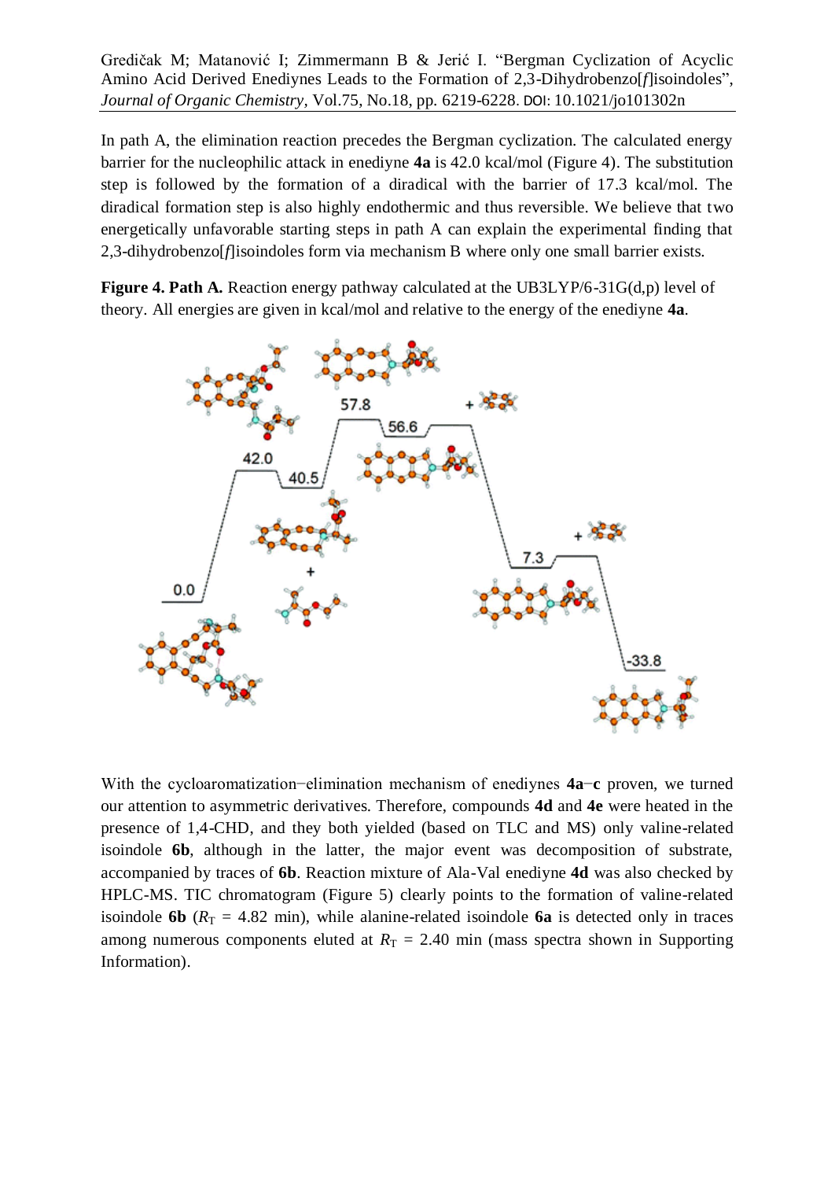In path A, the elimination reaction precedes the Bergman cyclization. The calculated energy barrier for the nucleophilic attack in enediyne **4a** is 42.0 kcal/mol (Figure 4). The substitution step is followed by the formation of a diradical with the barrier of 17.3 kcal/mol. The diradical formation step is also highly endothermic and thus reversible. We believe that two energetically unfavorable starting steps in path A can explain the experimental finding that 2,3-dihydrobenzo[*f*]isoindoles form via mechanism B where only one small barrier exists.

**Figure 4. Path A.** Reaction energy pathway calculated at the UB3LYP/6-31G(d,p) level of theory. All energies are given in kcal/mol and relative to the energy of the enediyne **4a**.

With the cycloaromatization−elimination mechanism of enediynes **4a**−**c** proven, we turned our attention to asymmetric derivatives. Therefore, compounds **4d** and **4e** were heated in the presence of 1,4-CHD, and they both yielded (based on TLC and MS) only valine-related isoindole **6b**, although in the latter, the major event was decomposition of substrate, accompanied by traces of **6b**. Reaction mixture of Ala-Val enediyne **4d** was also checked by HPLC-MS. TIC chromatogram (Figure 5) clearly points to the formation of valine-related isoindole **6b** ($R_T$ = 4.82 min), while alanine-related isoindole **6a** is detected only in traces among numerous components eluted at $R_T$ = 2.40 min (mass spectra shown in Supporting Information).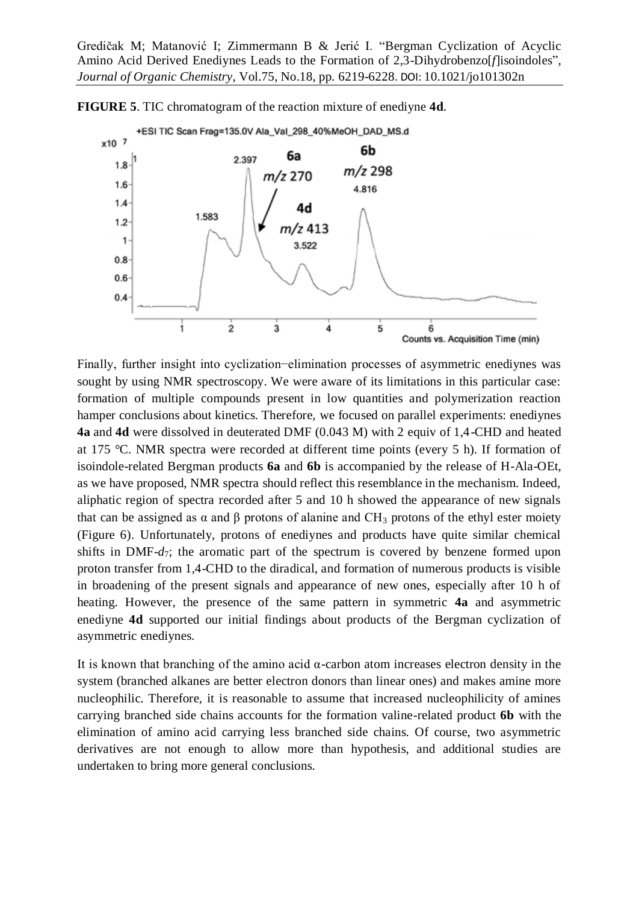**FIGURE 5**. TIC chromatogram of the reaction mixture of enediyne **4d**.

Finally, further insight into cyclization−elimination processes of asymmetric enediynes was sought by using NMR spectroscopy. We were aware of its limitations in this particular case: formation of multiple compounds present in low quantities and polymerization reaction hamper conclusions about kinetics. Therefore, we focused on parallel experiments: enediynes **4a** and **4d** were dissolved in deuterated DMF (0.043 M) with 2 equiv of 1,4-CHD and heated at 175 °C. NMR spectra were recorded at different time points (every 5 h). If formation of isoindole-related Bergman products **6a** and **6b** is accompanied by the release of H-Ala-OEt, as we have proposed, NMR spectra should reflect this resemblance in the mechanism. Indeed, aliphatic region of spectra recorded after 5 and 10 h showed the appearance of new signals that can be assigned as α and β protons of alanine and $CH_3$ protons of the ethyl ester moiety (Figure 6). Unfortunately, protons of enediynes and products have quite similar chemical shifts in DMF-$d_7$; the aromatic part of the spectrum is covered by benzene formed upon proton transfer from 1,4-CHD to the diradical, and formation of numerous products is visible in broadening of the present signals and appearance of new ones, especially after 10 h of heating. However, the presence of the same pattern in symmetric **4a** and asymmetric enediyne **4d** supported our initial findings about products of the Bergman cyclization of asymmetric enediynes.

It is known that branching of the amino acid α-carbon atom increases electron density in the system (branched alkanes are better electron donors than linear ones) and makes amine more nucleophilic. Therefore, it is reasonable to assume that increased nucleophilicity of amines carrying branched side chains accounts for the formation valine-related product **6b** with the elimination of amino acid carrying less branched side chains. Of course, two asymmetric derivatives are not enough to allow more than hypothesis, and additional studies are undertaken to bring more general conclusions.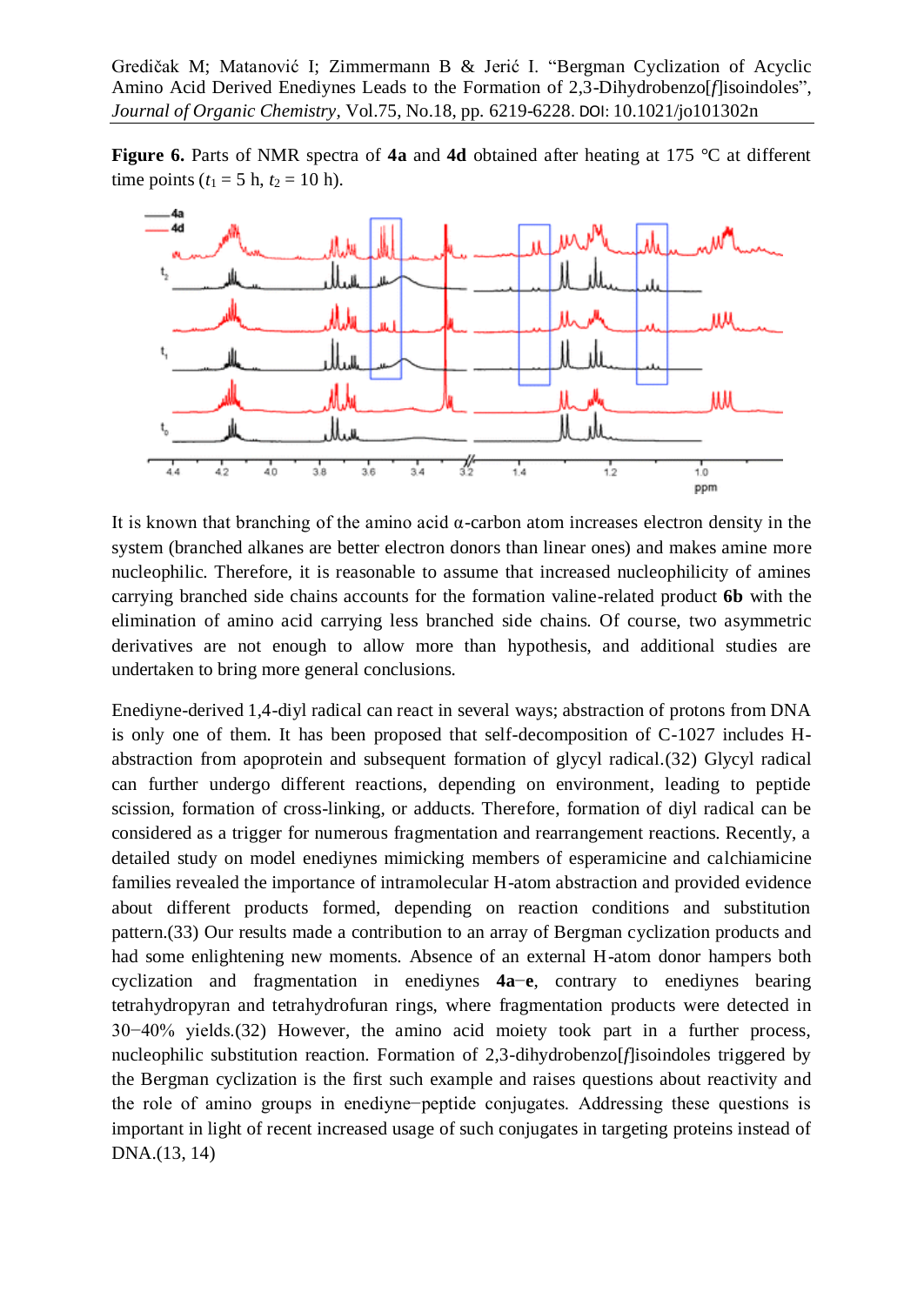Gredičak M; Matanović I; Zimmermann B & Jerić I. "Bergman Cyclization of Acyclic Amino Acid Derived Enediynes Leads to the Formation of 2,3-Dihydrobenzo[*f*]isoindoles", *Journal of Organic Chemistry*, Vol.75, No.18, pp. 6219-6228. DOI: 10.1021/jo101302n

**Figure 6.** Parts of NMR spectra of **4a** and **4d** obtained after heating at 175 °C at different time points ($t_1$ = 5 h, $t_2$ = 10 h).

It is known that branching of the amino acid α-carbon atom increases electron density in the system (branched alkanes are better electron donors than linear ones) and makes amine more nucleophilic. Therefore, it is reasonable to assume that increased nucleophilicity of amines carrying branched side chains accounts for the formation valine-related product **6b** with the elimination of amino acid carrying less branched side chains. Of course, two asymmetric derivatives are not enough to allow more than hypothesis, and additional studies are undertaken to bring more general conclusions.

Enediyne-derived 1,4-diyl radical can react in several ways; abstraction of protons from DNA is only one of them. It has been proposed that self-decomposition of C-1027 includes H-abstraction from apoprotein and subsequent formation of glycyl radical.(32) Glycyl radical can further undergo different reactions, depending on environment, leading to peptide scission, formation of cross-linking, or adducts. Therefore, formation of diyl radical can be considered as a trigger for numerous fragmentation and rearrangement reactions. Recently, a detailed study on model enediynes mimicking members of esperamicine and calchiamicine families revealed the importance of intramolecular H-atom abstraction and provided evidence about different products formed, depending on reaction conditions and substitution pattern.(33) Our results made a contribution to an array of Bergman cyclization products and had some enlightening new moments. Absence of an external H-atom donor hampers both cyclization and fragmentation in enediynes **4a**−**e**, contrary to enediynes bearing tetrahydropyran and tetrahydrofuran rings, where fragmentation products were detected in 30−40% yields.(32) However, the amino acid moiety took part in a further process, nucleophilic substitution reaction. Formation of 2,3-dihydrobenzo[*f*]isoindoles triggered by the Bergman cyclization is the first such example and raises questions about reactivity and the role of amino groups in enediyne−peptide conjugates. Addressing these questions is important in light of recent increased usage of such conjugates in targeting proteins instead of DNA.(13, 14)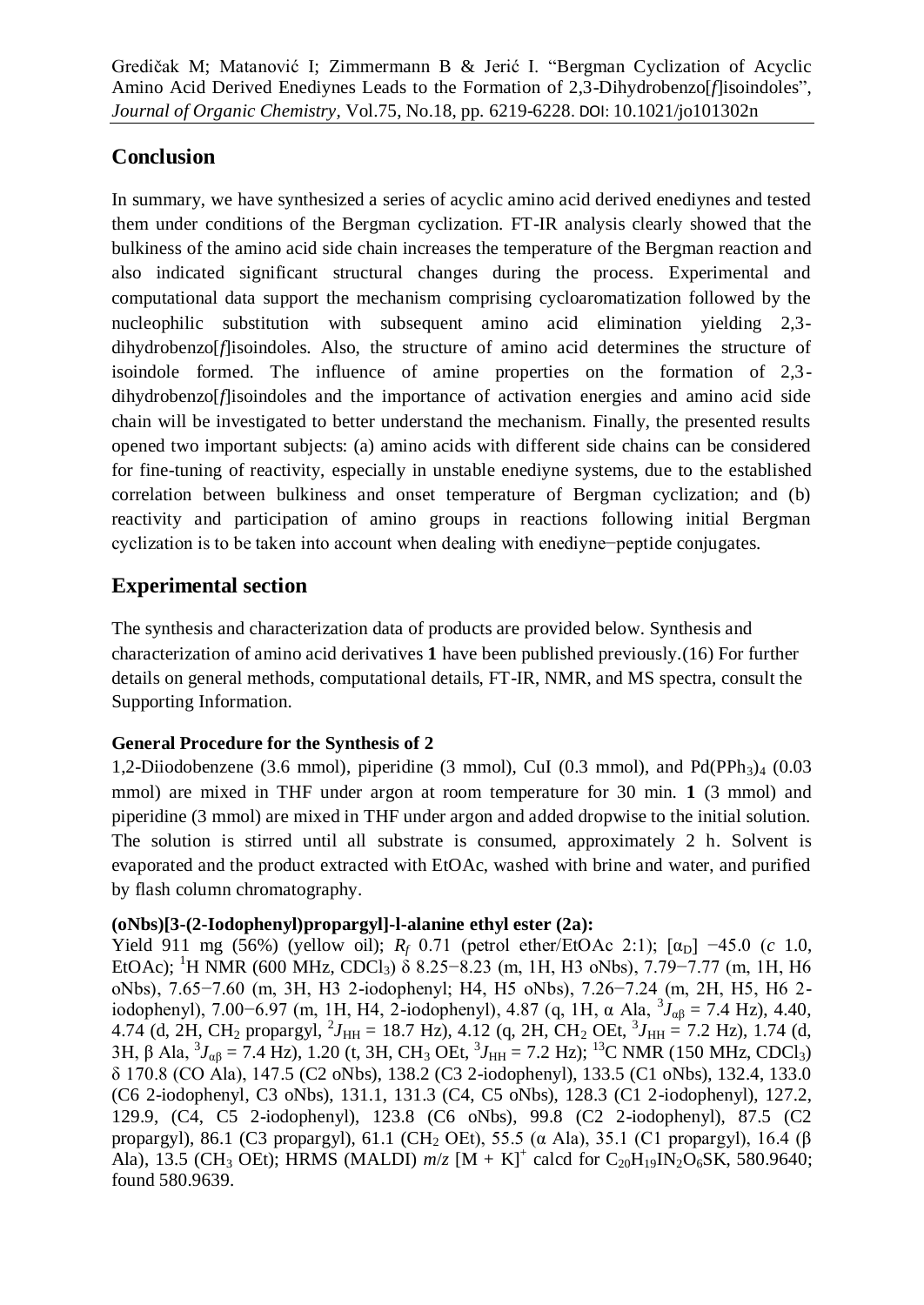## Conclusion

In summary, we have synthesized a series of acyclic amino acid derived enediynes and tested them under conditions of the Bergman cyclization. FT-IR analysis clearly showed that the bulkiness of the amino acid side chain increases the temperature of the Bergman reaction and also indicated significant structural changes during the process. Experimental and computational data support the mechanism comprising cycloaromatization followed by the nucleophilic substitution with subsequent amino acid elimination yielding 2,3-dihydrobenzo[*f*]isoindoles. Also, the structure of amino acid determines the structure of isoindole formed. The influence of amine properties on the formation of 2,3-dihydrobenzo[*f*]isoindoles and the importance of activation energies and amino acid side chain will be investigated to better understand the mechanism. Finally, the presented results opened two important subjects: (a) amino acids with different side chains can be considered for fine-tuning of reactivity, especially in unstable enediyne systems, due to the established correlation between bulkiness and onset temperature of Bergman cyclization; and (b) reactivity and participation of amino groups in reactions following initial Bergman cyclization is to be taken into account when dealing with enediyne−peptide conjugates.

## Experimental section

The synthesis and characterization data of products are provided below. Synthesis and characterization of amino acid derivatives **1** have been published previously.(16) For further details on general methods, computational details, FT-IR, NMR, and MS spectra, consult the Supporting Information.

### General Procedure for the Synthesis of 2

1,2-Diiodobenzene (3.6 mmol), piperidine (3 mmol), CuI (0.3 mmol), and $Pd(PPh_3)_4$ (0.03 mmol) are mixed in THF under argon at room temperature for 30 min. **1** (3 mmol) and piperidine (3 mmol) are mixed in THF under argon and added dropwise to the initial solution. The solution is stirred until all substrate is consumed, approximately 2 h. Solvent is evaporated and the product extracted with EtOAc, washed with brine and water, and purified by flash column chromatography.

### (oNbs)[3-(2-Iodophenyl)propargyl]-l-alanine ethyl ester (2a):

Yield 911 mg (56%) (yellow oil); $R_f$ 0.71 (petrol ether/EtOAc 2:1); $[\alpha_D]$ −45.0 (*c* 1.0, EtOAc); $^1$H NMR (600 MHz, $CDCl_3$) δ 8.25−8.23 (m, 1H, H3 oNbs), 7.79−7.77 (m, 1H, H6 oNbs), 7.65−7.60 (m, 3H, H3 2-iodophenyl; H4, H5 oNbs), 7.26−7.24 (m, 2H, H5, H6 2-iodophenyl), 7.00−6.97 (m, 1H, H4, 2-iodophenyl), 4.87 (q, 1H, α Ala, $^3J_{\alpha\beta}$ = 7.4 Hz), 4.40, 4.74 (d, 2H, $CH_2$ propargyl, $^2J_{HH}$ = 18.7 Hz), 4.12 (q, 2H, $CH_2$ OEt, $^3J_{HH}$ = 7.2 Hz), 1.74 (d, 3H, β Ala, $^3J_{\alpha\beta}$ = 7.4 Hz), 1.20 (t, 3H, $CH_3$ OEt, $^3J_{HH}$ = 7.2 Hz); $^{13}$C NMR (150 MHz, $CDCl_3$) δ 170.8 (CO Ala), 147.5 (C2 oNbs), 138.2 (C3 2-iodophenyl), 133.5 (C1 oNbs), 132.4, 133.0 (C6 2-iodophenyl, C3 oNbs), 131.1, 131.3 (C4, C5 oNbs), 128.3 (C1 2-iodophenyl), 127.2, 129.9, (C4, C5 2-iodophenyl), 123.8 (C6 oNbs), 99.8 (C2 2-iodophenyl), 87.5 (C2 propargyl), 86.1 (C3 propargyl), 61.1 ($CH_2$ OEt), 55.5 (α Ala), 35.1 (C1 propargyl), 16.4 (β Ala), 13.5 ($CH_3$ OEt); HRMS (MALDI) *m*/*z* $[M + K]^+$ calcd for $C_{20}H_{19}IN_2O_6SK$, 580.9640; found 580.9639.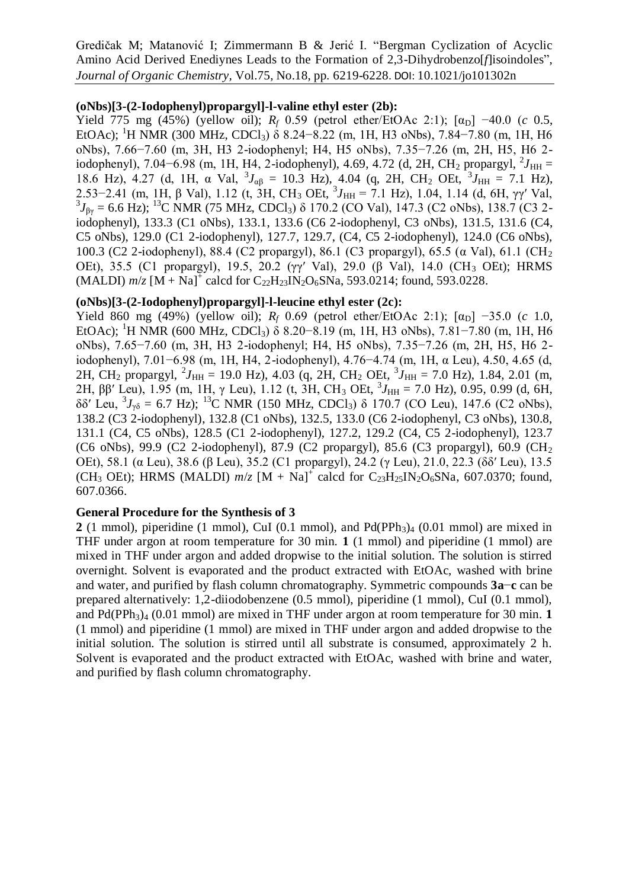**(oNbs)[3-(2-Iodophenyl)propargyl]-l-valine ethyl ester (2b):**
Yield 775 mg (45%) (yellow oil); $R_f$ 0.59 (petrol ether/EtOAc 2:1); $[\alpha_D]$ −40.0 (*c* 0.5, EtOAc); $^1$H NMR (300 MHz, $CDCl_3$) δ 8.24−8.22 (m, 1H, H3 oNbs), 7.84−7.80 (m, 1H, H6 oNbs), 7.66−7.60 (m, 3H, H3 2-iodophenyl; H4, H5 oNbs), 7.35−7.26 (m, 2H, H5, H6 2-iodophenyl), 7.04−6.98 (m, 1H, H4, 2-iodophenyl), 4.69, 4.72 (d, 2H, $CH_2$ propargyl, $^2J_{HH}$ = 18.6 Hz), 4.27 (d, 1H, α Val, $^3J_{\alpha\beta}$ = 10.3 Hz), 4.04 (q, 2H, $CH_2$ OEt, $^3J_{HH}$ = 7.1 Hz), 2.53−2.41 (m, 1H, β Val), 1.12 (t, 3H, $CH_3$ OEt, $^3J_{HH}$ = 7.1 Hz), 1.04, 1.14 (d, 6H, γγ′ Val, $^3J_{\beta\gamma}$ = 6.6 Hz); $^{13}$C NMR (75 MHz, $CDCl_3$) δ 170.2 (CO Val), 147.3 (C2 oNbs), 138.7 (C3 2-iodophenyl), 133.3 (C1 oNbs), 133.1, 133.6 (C6 2-iodophenyl, C3 oNbs), 131.5, 131.6 (C4, C5 oNbs), 129.0 (C1 2-iodophenyl), 127.7, 129.7, (C4, C5 2-iodophenyl), 124.0 (C6 oNbs), 100.3 (C2 2-iodophenyl), 88.4 (C2 propargyl), 86.1 (C3 propargyl), 65.5 (α Val), 61.1 ($CH_2$ OEt), 35.5 (C1 propargyl), 19.5, 20.2 (γγ′ Val), 29.0 (β Val), 14.0 ($CH_3$ OEt); HRMS (MALDI) *m*/*z* $[M + Na]^+$ calcd for $C_{22}H_{23}IN_2O_6SNa$, 593.0214; found, 593.0228.

**(oNbs)[3-(2-Iodophenyl)propargyl]-l-leucine ethyl ester (2c):**
Yield 860 mg (49%) (yellow oil); $R_f$ 0.69 (petrol ether/EtOAc 2:1); $[\alpha_D]$ −35.0 (*c* 1.0, EtOAc); $^1$H NMR (600 MHz, $CDCl_3$) δ 8.20−8.19 (m, 1H, H3 oNbs), 7.81−7.80 (m, 1H, H6 oNbs), 7.65−7.60 (m, 3H, H3 2-iodophenyl; H4, H5 oNbs), 7.35−7.26 (m, 2H, H5, H6 2-iodophenyl), 7.01−6.98 (m, 1H, H4, 2-iodophenyl), 4.76−4.74 (m, 1H, α Leu), 4.50, 4.65 (d, 2H, $CH_2$ propargyl, $^2J_{HH}$ = 19.0 Hz), 4.03 (q, 2H, $CH_2$ OEt, $^3J_{HH}$ = 7.0 Hz), 1.84, 2.01 (m, 2H, ββ′ Leu), 1.95 (m, 1H, γ Leu), 1.12 (t, 3H, $CH_3$ OEt, $^3J_{HH}$ = 7.0 Hz), 0.95, 0.99 (d, 6H, δδ′ Leu, $^3J_{\gamma\delta}$ = 6.7 Hz); $^{13}$C NMR (150 MHz, $CDCl_3$) δ 170.7 (CO Leu), 147.6 (C2 oNbs), 138.2 (C3 2-iodophenyl), 132.8 (C1 oNbs), 132.5, 133.0 (C6 2-iodophenyl, C3 oNbs), 130.8, 131.1 (C4, C5 oNbs), 128.5 (C1 2-iodophenyl), 127.2, 129.2 (C4, C5 2-iodophenyl), 123.7 (C6 oNbs), 99.9 (C2 2-iodophenyl), 87.9 (C2 propargyl), 85.6 (C3 propargyl), 60.9 ($CH_2$ OEt), 58.1 (α Leu), 38.6 (β Leu), 35.2 (C1 propargyl), 24.2 (γ Leu), 21.0, 22.3 (δδ′ Leu), 13.5 ($CH_3$ OEt); HRMS (MALDI) *m*/*z* $[M + Na]^+$ calcd for $C_{23}H_{25}IN_2O_6SNa$, 607.0370; found, 607.0366.

**General Procedure for the Synthesis of 3**

**2** (1 mmol), piperidine (1 mmol), CuI (0.1 mmol), and $Pd(PPh_3)_4$ (0.01 mmol) are mixed in THF under argon at room temperature for 30 min. **1** (1 mmol) and piperidine (1 mmol) are mixed in THF under argon and added dropwise to the initial solution. The solution is stirred overnight. Solvent is evaporated and the product extracted with EtOAc, washed with brine and water, and purified by flash column chromatography. Symmetric compounds **3a**−**c** can be prepared alternatively: 1,2-diiodobenzene (0.5 mmol), piperidine (1 mmol), CuI (0.1 mmol), and $Pd(PPh_3)_4$ (0.01 mmol) are mixed in THF under argon at room temperature for 30 min. **1** (1 mmol) and piperidine (1 mmol) are mixed in THF under argon and added dropwise to the initial solution. The solution is stirred until all substrate is consumed, approximately 2 h. Solvent is evaporated and the product extracted with EtOAc, washed with brine and water, and purified by flash column chromatography.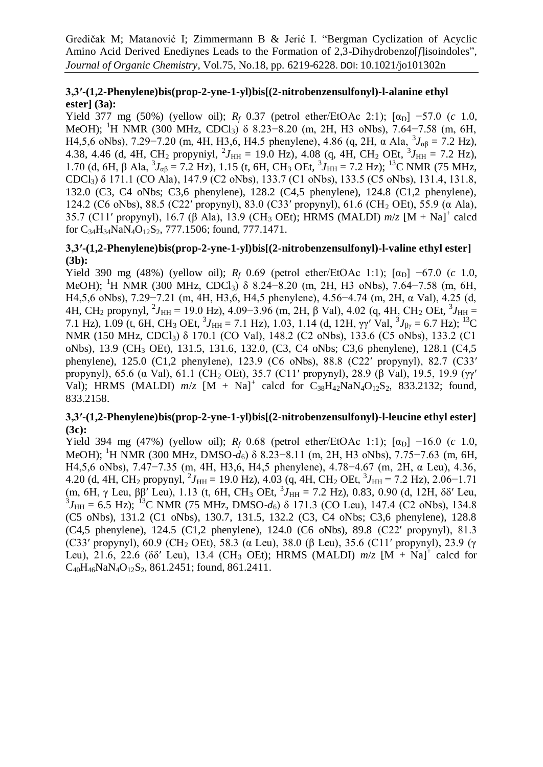### 3,3′-(1,2-Phenylene)bis(prop-2-yne-1-yl)bis[(2-nitrobenzensulfonyl)-l-alanine ethyl ester] (3a):

Yield 377 mg (50%) (yellow oil); $R_f$ 0.37 (petrol ether/EtOAc 2:1); $[\alpha_D]$ −57.0 (*c* 1.0, MeOH); $^1$H NMR (300 MHz, $CDCl_3$) δ 8.23−8.20 (m, 2H, H3 oNbs), 7.64−7.58 (m, 6H, H4,5,6 oNbs), 7.29−7.20 (m, 4H, H3,6, H4,5 phenylene), 4.86 (q, 2H, α Ala, $^3J_{\alpha\beta}$ = 7.2 Hz), 4.38, 4.46 (d, 4H, $CH_2$ propyniyl, $^2J_{HH}$ = 19.0 Hz), 4.08 (q, 4H, $CH_2$ OEt, $^3J_{HH}$ = 7.2 Hz), 1.70 (d, 6H, β Ala, $^3J_{\alpha\beta}$ = 7.2 Hz), 1.15 (t, 6H, $CH_3$ OEt, $^3J_{HH}$ = 7.2 Hz); $^{13}$C NMR (75 MHz, $CDCl_3$) δ 171.1 (CO Ala), 147.9 (C2 oNbs), 133.7 (C1 oNbs), 133.5 (C5 oNbs), 131.4, 131.8, 132.0 (C3, C4 oNbs; C3,6 phenylene), 128.2 (C4,5 phenylene), 124.8 (C1,2 phenylene), 124.2 (C6 oNbs), 88.5 (C22′ propynyl), 83.0 (C33′ propynyl), 61.6 ($CH_2$ OEt), 55.9 (α Ala), 35.7 (C11′ propynyl), 16.7 (β Ala), 13.9 ($CH_3$ OEt); HRMS (MALDI) *m/z* $[M + Na]^+$ calcd for $C_{34}H_{34}NaN_4O_{12}S_2$, 777.1506; found, 777.1471.

### 3,3′-(1,2-Phenylene)bis(prop-2-yne-1-yl)bis[(2-nitrobenzensulfonyl)-l-valine ethyl ester] (3b):

Yield 390 mg (48%) (yellow oil); $R_f$ 0.69 (petrol ether/EtOAc 1:1); $[\alpha_D]$ −67.0 (*c* 1.0, MeOH); $^1$H NMR (300 MHz, $CDCl_3$) δ 8.24−8.20 (m, 2H, H3 oNbs), 7.64−7.58 (m, 6H, H4,5,6 oNbs), 7.29−7.21 (m, 4H, H3,6, H4,5 phenylene), 4.56−4.74 (m, 2H, α Val), 4.25 (d, 4H, $CH_2$ propynyl, $^2J_{HH}$ = 19.0 Hz), 4.09−3.96 (m, 2H, β Val), 4.02 (q, 4H, $CH_2$ OEt, $^3J_{HH}$ = 7.1 Hz), 1.09 (t, 6H, $CH_3$ OEt, $^3J_{HH}$ = 7.1 Hz), 1.03, 1.14 (d, 12H, γγ′ Val, $^3J_{\beta\gamma}$ = 6.7 Hz); $^{13}$C NMR (150 MHz, $CDCl_3$) δ 170.1 (CO Val), 148.2 (C2 oNbs), 133.6 (C5 oNbs), 133.2 (C1 oNbs), 13.9 ($CH_3$ OEt), 131.5, 131.6, 132.0, (C3, C4 oNbs; C3,6 phenylene), 128.1 (C4,5 phenylene), 125.0 (C1,2 phenylene), 123.9 (C6 oNbs), 88.8 (C22′ propynyl), 82.7 (C33′ propynyl), 65.6 (α Val), 61.1 ($CH_2$ OEt), 35.7 (C11′ propynyl), 28.9 (β Val), 19.5, 19.9 (γγ′ Val); HRMS (MALDI) *m/z* $[M + Na]^+$ calcd for $C_{38}H_{42}NaN_4O_{12}S_2$, 833.2132; found, 833.2158.

### 3,3′-(1,2-Phenylene)bis(prop-2-yne-1-yl)bis[(2-nitrobenzensulfonyl)-l-leucine ethyl ester] (3c):

Yield 394 mg (47%) (yellow oil); $R_f$ 0.68 (petrol ether/EtOAc 1:1); $[\alpha_D]$ −16.0 (*c* 1.0, MeOH); $^1$H NMR (300 MHz, DMSO-$d_6$) δ 8.23−8.11 (m, 2H, H3 oNbs), 7.75−7.63 (m, 6H, H4,5,6 oNbs), 7.47−7.35 (m, 4H, H3,6, H4,5 phenylene), 4.78−4.67 (m, 2H, α Leu), 4.36, 4.20 (d, 4H, $CH_2$ propynyl, $^2J_{HH}$ = 19.0 Hz), 4.03 (q, 4H, $CH_2$ OEt, $^3J_{HH}$ = 7.2 Hz), 2.06−1.71 (m, 6H, γ Leu, ββ′ Leu), 1.13 (t, 6H, $CH_3$ OEt, $^3J_{HH}$ = 7.2 Hz), 0.83, 0.90 (d, 12H, δδ′ Leu, $^3J_{HH}$ = 6.5 Hz); $^{13}$C NMR (75 MHz, DMSO-$d_6$) δ 171.3 (CO Leu), 147.4 (C2 oNbs), 134.8 (C5 oNbs), 131.2 (C1 oNbs), 130.7, 131.5, 132.2 (C3, C4 oNbs; C3,6 phenylene), 128.8 (C4,5 phenylene), 124.5 (C1,2 phenylene), 124.0 (C6 oNbs), 89.8 (C22′ propynyl), 81.3 (C33′ propynyl), 60.9 ($CH_2$ OEt), 58.3 (α Leu), 38.0 (β Leu), 35.6 (C11′ propynyl), 23.9 (γ Leu), 21.6, 22.6 (δδ′ Leu), 13.4 ($CH_3$ OEt); HRMS (MALDI) *m/z* $[M + Na]^+$ calcd for $C_{40}H_{46}NaN_4O_{12}S_2$, 861.2451; found, 861.2411.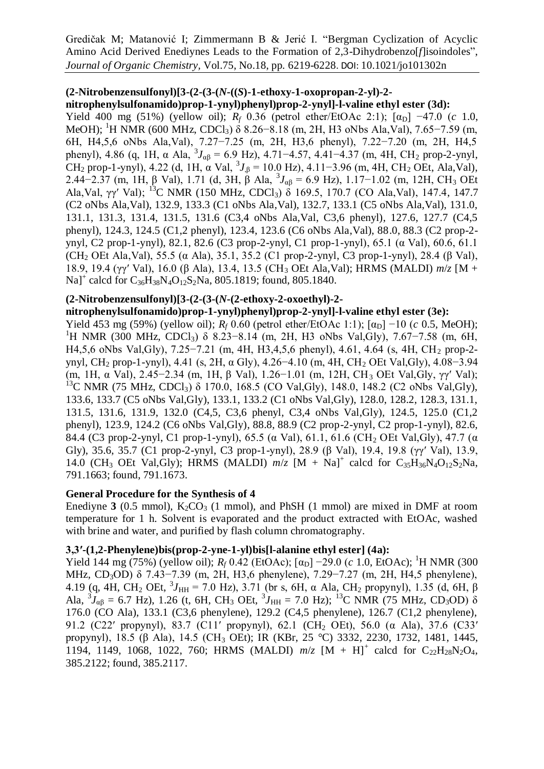**(2-Nitrobenzensulfonyl)[3-(2-(3-(*N*-((*S*)-1-ethoxy-1-oxopropan-2-yl)-2-nitrophenylsulfonamido)prop-1-ynyl)phenyl)prop-2-ynyl]-l-valine ethyl ester (3d):**
Yield 400 mg (51%) (yellow oil); $R_f$ 0.36 (petrol ether/EtOAc 2:1); $[\alpha_D]$ −47.0 (*c* 1.0, MeOH); $^1$H NMR (600 MHz, $CDCl_3$) δ 8.26−8.18 (m, 2H, H3 oNbs Ala,Val), 7.65−7.59 (m, 6H, H4,5,6 oNbs Ala,Val), 7.27−7.25 (m, 2H, H3,6 phenyl), 7.22−7.20 (m, 2H, H4,5 phenyl), 4.86 (q, 1H, α Ala, $^3J_{\alpha\beta}$ = 6.9 Hz), 4.71−4.57, 4.41−4.37 (m, 4H, $CH_2$ prop-2-ynyl, $CH_2$ prop-1-ynyl), 4.22 (d, 1H, α Val, $^3J_{\beta}$ = 10.0 Hz), 4.11−3.96 (m, 4H, $CH_2$ OEt, Ala,Val), 2.44−2.37 (m, 1H, β Val), 1.71 (d, 3H, β Ala, $^3J_{\alpha\beta}$ = 6.9 Hz), 1.17−1.02 (m, 12H, $CH_3$ OEt Ala,Val, γγ′ Val); $^{13}$C NMR (150 MHz, $CDCl_3$) δ 169.5, 170.7 (CO Ala,Val), 147.4, 147.7 (C2 oNbs Ala,Val), 132.9, 133.3 (C1 oNbs Ala,Val), 132.7, 133.1 (C5 oNbs Ala,Val), 131.0, 131.1, 131.3, 131.4, 131.5, 131.6 (C3,4 oNbs Ala,Val, C3,6 phenyl), 127.6, 127.7 (C4,5 phenyl), 124.3, 124.5 (C1,2 phenyl), 123.4, 123.6 (C6 oNbs Ala,Val), 88.0, 88.3 (C2 prop-2-ynyl, C2 prop-1-ynyl), 82.1, 82.6 (C3 prop-2-ynyl, C1 prop-1-ynyl), 65.1 (α Val), 60.6, 61.1 ($CH_2$ OEt Ala,Val), 55.5 (α Ala), 35.1, 35.2 (C1 prop-2-ynyl, C3 prop-1-ynyl), 28.4 (β Val), 18.9, 19.4 (γγ′ Val), 16.0 (β Ala), 13.4, 13.5 ($CH_3$ OEt Ala,Val); HRMS (MALDI) *m*/*z* $[M + Na]^+$ calcd for $C_{36}H_{38}N_4O_{12}S_2Na$, 805.1819; found, 805.1840.

**(2-Nitrobenzensulfonyl)[3-(2-(3-(*N*-(2-ethoxy-2-oxoethyl)-2-nitrophenylsulfonamido)prop-1-ynyl)phenyl)prop-2-ynyl]-l-valine ethyl ester (3e):**
Yield 453 mg (59%) (yellow oil); $R_f$ 0.60 (petrol ether/EtOAc 1:1); $[\alpha_D]$ −10 (*c* 0.5, MeOH); $^1$H NMR (300 MHz, $CDCl_3$) δ 8.23−8.14 (m, 2H, H3 oNbs Val,Gly), 7.67−7.58 (m, 6H, H4,5,6 oNbs Val,Gly), 7.25−7.21 (m, 4H, H3,4,5,6 phenyl), 4.61, 4.64 (s, 4H, $CH_2$ prop-2-ynyl, $CH_2$ prop-1-ynyl), 4.41 (s, 2H, α Gly), 4.26−4.10 (m, 4H, $CH_2$ OEt Val,Gly), 4.08−3.94 (m, 1H, α Val), 2.45−2.34 (m, 1H, β Val), 1.26−1.01 (m, 12H, $CH_3$ OEt Val,Gly, γγ′ Val); $^{13}$C NMR (75 MHz, $CDCl_3$) δ 170.0, 168.5 (CO Val,Gly), 148.0, 148.2 (C2 oNbs Val,Gly), 133.6, 133.7 (C5 oNbs Val,Gly), 133.1, 133.2 (C1 oNbs Val,Gly), 128.0, 128.2, 128.3, 131.1, 131.5, 131.6, 131.9, 132.0 (C4,5, C3,6 phenyl, C3,4 oNbs Val,Gly), 124.5, 125.0 (C1,2 phenyl), 123.9, 124.2 (C6 oNbs Val,Gly), 88.8, 88.9 (C2 prop-2-ynyl, C2 prop-1-ynyl), 82.6, 84.4 (C3 prop-2-ynyl, C1 prop-1-ynyl), 65.5 (α Val), 61.1, 61.6 ($CH_2$ OEt Val,Gly), 47.7 (α Gly), 35.6, 35.7 (C1 prop-2-ynyl, C3 prop-1-ynyl), 28.9 (β Val), 19.4, 19.8 (γγ′ Val), 13.9, 14.0 ($CH_3$ OEt Val,Gly); HRMS (MALDI) *m*/*z* $[M + Na]^+$ calcd for $C_{35}H_{36}N_4O_{12}S_2Na$, 791.1663; found, 791.1673.

**General Procedure for the Synthesis of 4**

Enediyne **3** (0.5 mmol), $K_2CO_3$ (1 mmol), and PhSH (1 mmol) are mixed in DMF at room temperature for 1 h. Solvent is evaporated and the product extracted with EtOAc, washed with brine and water, and purified by flash column chromatography.

**3,3′-(1,2-Phenylene)bis(prop-2-yne-1-yl)bis[l-alanine ethyl ester] (4a):**
Yield 144 mg (75%) (yellow oil); $R_f$ 0.42 (EtOAc); $[\alpha_D]$ −29.0 (*c* 1.0, EtOAc); $^1$H NMR (300 MHz, $CD_3OD$) δ 7.43−7.39 (m, 2H, H3,6 phenylene), 7.29−7.27 (m, 2H, H4,5 phenylene), 4.19 (q, 4H, $CH_2$ OEt, $^3J_{HH}$ = 7.0 Hz), 3.71 (br s, 6H, α Ala, $CH_2$ propynyl), 1.35 (d, 6H, β Ala, $^3J_{\alpha\beta}$ = 6.7 Hz), 1.26 (t, 6H, $CH_3$ OEt, $^3J_{HH}$ = 7.0 Hz); $^{13}$C NMR (75 MHz, $CD_3OD$) δ 176.0 (CO Ala), 133.1 (C3,6 phenylene), 129.2 (C4,5 phenylene), 126.7 (C1,2 phenylene), 91.2 (C22′ propynyl), 83.7 (C11′ propynyl), 62.1 ($CH_2$ OEt), 56.0 (α Ala), 37.6 (C33′ propynyl), 18.5 (β Ala), 14.5 ($CH_3$ OEt); IR (KBr, 25 °C) 3332, 2230, 1732, 1481, 1445, 1194, 1149, 1068, 1022, 760; HRMS (MALDI) *m*/*z* $[M + H]^+$ calcd for $C_{22}H_{28}N_2O_4$, 385.2122; found, 385.2117.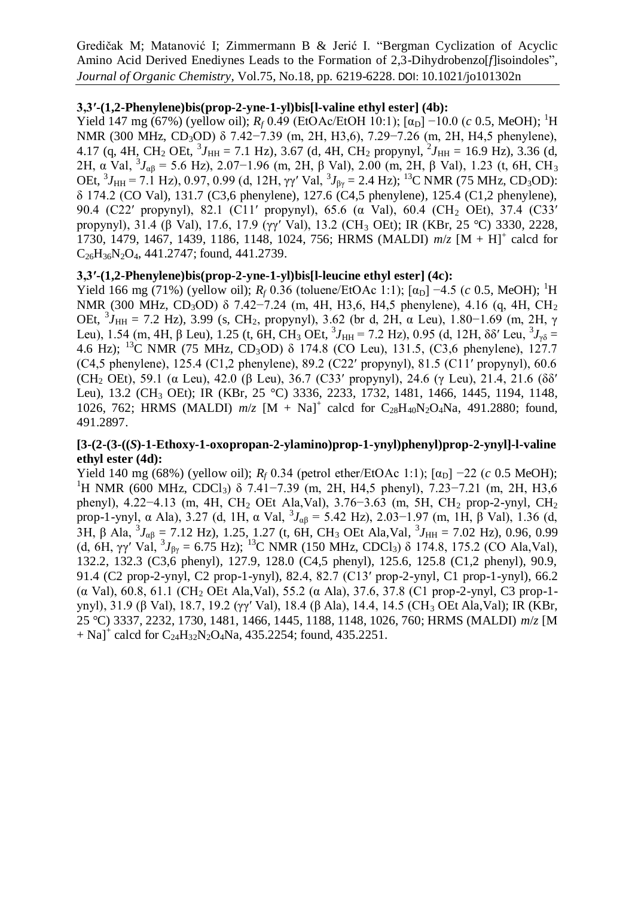### 3,3′-(1,2-Phenylene)bis(prop-2-yne-1-yl)bis[l-valine ethyl ester] (4b):

Yield 147 mg (67%) (yellow oil); $R_f$ 0.49 (EtOAc/EtOH 10:1); [$\alpha_D$] −10.0 (*c* 0.5, MeOH); $^1$H NMR (300 MHz, $CD_3OD$) δ 7.42−7.39 (m, 2H, H3,6), 7.29−7.26 (m, 2H, H4,5 phenylene), 4.17 (q, 4H, $CH_2$ OEt, $^3J_{HH}$ = 7.1 Hz), 3.67 (d, 4H, $CH_2$ propynyl, $^2J_{HH}$ = 16.9 Hz), 3.36 (d, 2H, α Val, $^3J_{\alpha\beta}$ = 5.6 Hz), 2.07−1.96 (m, 2H, β Val), 2.00 (m, 2H, β Val), 1.23 (t, 6H, $CH_3$ OEt, $^3J_{HH}$ = 7.1 Hz), 0.97, 0.99 (d, 12H, γγ′ Val, $^3J_{\beta\gamma}$ = 2.4 Hz); $^{13}$C NMR (75 MHz, $CD_3OD$): δ 174.2 (CO Val), 131.7 (C3,6 phenylene), 127.6 (C4,5 phenylene), 125.4 (C1,2 phenylene), 90.4 (C22′ propynyl), 82.1 (C11′ propynyl), 65.6 (α Val), 60.4 ($CH_2$ OEt), 37.4 (C33′ propynyl), 31.4 (β Val), 17.6, 17.9 (γγ′ Val), 13.2 ($CH_3$ OEt); IR (KBr, 25 °C) 3330, 2228, 1730, 1479, 1467, 1439, 1186, 1148, 1024, 756; HRMS (MALDI) *m*/*z* $[M + H]^+$ calcd for $C_{26}H_{36}N_2O_4$, 441.2747; found, 441.2739.

### 3,3′-(1,2-Phenylene)bis(prop-2-yne-1-yl)bis[l-leucine ethyl ester] (4c):

Yield 166 mg (71%) (yellow oil); $R_f$ 0.36 (toluene/EtOAc 1:1); [$\alpha_D$] −4.5 (*c* 0.5, MeOH); $^1$H NMR (300 MHz, $CD_3OD$) δ 7.42−7.24 (m, 4H, H3,6, H4,5 phenylene), 4.16 (q, 4H, $CH_2$ OEt, $^3J_{HH}$ = 7.2 Hz), 3.99 (s, $CH_2$, propynyl), 3.62 (br d, 2H, α Leu), 1.80−1.69 (m, 2H, γ Leu), 1.54 (m, 4H, β Leu), 1.25 (t, 6H, $CH_3$ OEt, $^3J_{HH}$ = 7.2 Hz), 0.95 (d, 12H, δδ′ Leu, $^3J_{\gamma\delta}$ = 4.6 Hz); $^{13}$C NMR (75 MHz, $CD_3OD$) δ 174.8 (CO Leu), 131.5, (C3,6 phenylene), 127.7 (C4,5 phenylene), 125.4 (C1,2 phenylene), 89.2 (C22′ propynyl), 81.5 (C11′ propynyl), 60.6 ($CH_2$ OEt), 59.1 (α Leu), 42.0 (β Leu), 36.7 (C33′ propynyl), 24.6 (γ Leu), 21.4, 21.6 (δδ′ Leu), 13.2 ($CH_3$ OEt); IR (KBr, 25 °C) 3336, 2233, 1732, 1481, 1466, 1445, 1194, 1148, 1026, 762; HRMS (MALDI) *m*/*z* $[M + Na]^+$ calcd for $C_{28}H_{40}N_2O_4Na$, 491.2880; found, 491.2897.

### [3-(2-(3-((*S*)-1-Ethoxy-1-oxopropan-2-ylamino)prop-1-ynyl)phenyl)prop-2-ynyl]-l-valine ethyl ester (4d):

Yield 140 mg (68%) (yellow oil); $R_f$ 0.34 (petrol ether/EtOAc 1:1); [$\alpha_D$] −22 (*c* 0.5 MeOH); $^1$H NMR (600 MHz, $CDCl_3$) δ 7.41−7.39 (m, 2H, H4,5 phenyl), 7.23−7.21 (m, 2H, H3,6 phenyl), 4.22−4.13 (m, 4H, $CH_2$ OEt Ala,Val), 3.76−3.63 (m, 5H, $CH_2$ prop-2-ynyl, $CH_2$ prop-1-ynyl, α Ala), 3.27 (d, 1H, α Val, $^3J_{\alpha\beta}$ = 5.42 Hz), 2.03−1.97 (m, 1H, β Val), 1.36 (d, 3H, β Ala, $^3J_{\alpha\beta}$ = 7.12 Hz), 1.25, 1.27 (t, 6H, $CH_3$ OEt Ala,Val, $^3J_{HH}$ = 7.02 Hz), 0.96, 0.99 (d, 6H, γγ′ Val, $^3J_{\beta\gamma}$ = 6.75 Hz); $^{13}$C NMR (150 MHz, $CDCl_3$) δ 174.8, 175.2 (CO Ala,Val), 132.2, 132.3 (C3,6 phenyl), 127.9, 128.0 (C4,5 phenyl), 125.6, 125.8 (C1,2 phenyl), 90.9, 91.4 (C2 prop-2-ynyl, C2 prop-1-ynyl), 82.4, 82.7 (C13′ prop-2-ynyl, C1 prop-1-ynyl), 66.2 (α Val), 60.8, 61.1 ($CH_2$ OEt Ala,Val), 55.2 (α Ala), 37.6, 37.8 (C1 prop-2-ynyl, C3 prop-1-ynyl), 31.9 (β Val), 18.7, 19.2 (γγ′ Val), 18.4 (β Ala), 14.4, 14.5 ($CH_3$ OEt Ala,Val); IR (KBr, 25 °C) 3337, 2232, 1730, 1481, 1466, 1445, 1188, 1148, 1026, 760; HRMS (MALDI) *m*/*z* $[M + Na]^+$ calcd for $C_{24}H_{32}N_2O_4Na$, 435.2254; found, 435.2251.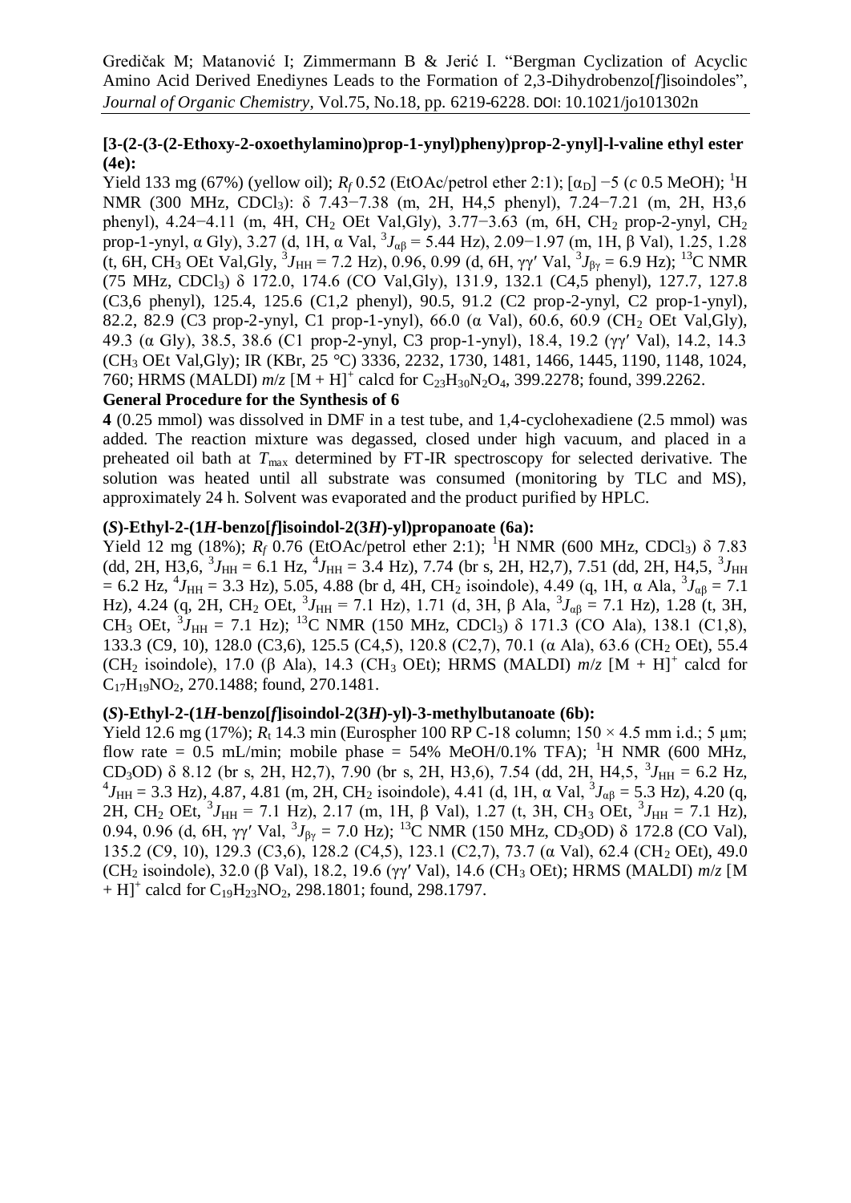**[3-(2-(3-(2-Ethoxy-2-oxoethylamino)prop-1-ynyl)pheny)prop-2-ynyl]-l-valine ethyl ester (4e):**

Yield 133 mg (67%) (yellow oil); $R_f$ 0.52 (EtOAc/petrol ether 2:1); $[\alpha_D]$ −5 (*c* 0.5 MeOH); $^1$H NMR (300 MHz, $CDCl_3$): δ 7.43−7.38 (m, 2H, H4,5 phenyl), 7.24−7.21 (m, 2H, H3,6 phenyl), 4.24−4.11 (m, 4H, $CH_2$ OEt Val,Gly), 3.77−3.63 (m, 6H, $CH_2$ prop-2-ynyl, $CH_2$ prop-1-ynyl, α Gly), 3.27 (d, 1H, α Val, $^3J_{\alpha\beta}$ = 5.44 Hz), 2.09−1.97 (m, 1H, β Val), 1.25, 1.28 (t, 6H, $CH_3$ OEt Val,Gly, $^3J_{HH}$ = 7.2 Hz), 0.96, 0.99 (d, 6H, γγ′ Val, $^3J_{\beta\gamma}$ = 6.9 Hz); $^{13}$C NMR (75 MHz, $CDCl_3$) δ 172.0, 174.6 (CO Val,Gly), 131.9, 132.1 (C4,5 phenyl), 127.7, 127.8 (C3,6 phenyl), 125.4, 125.6 (C1,2 phenyl), 90.5, 91.2 (C2 prop-2-ynyl, C2 prop-1-ynyl), 82.2, 82.9 (C3 prop-2-ynyl, C1 prop-1-ynyl), 66.0 (α Val), 60.6, 60.9 ($CH_2$ OEt Val,Gly), 49.3 (α Gly), 38.5, 38.6 (C1 prop-2-ynyl, C3 prop-1-ynyl), 18.4, 19.2 (γγ′ Val), 14.2, 14.3 ($CH_3$ OEt Val,Gly); IR (KBr, 25 °C) 3336, 2232, 1730, 1481, 1466, 1445, 1190, 1148, 1024, 760; HRMS (MALDI) *m*/*z* $[M + H]^+$ calcd for $C_{23}H_{30}N_2O_4$, 399.2278; found, 399.2262.

**General Procedure for the Synthesis of 6**

**4** (0.25 mmol) was dissolved in DMF in a test tube, and 1,4-cyclohexadiene (2.5 mmol) was added. The reaction mixture was degassed, closed under high vacuum, and placed in a preheated oil bath at $T_{max}$ determined by FT-IR spectroscopy for selected derivative. The solution was heated until all substrate was consumed (monitoring by TLC and MS), approximately 24 h. Solvent was evaporated and the product purified by HPLC.

**(*S*)-Ethyl-2-(1*H*-benzo[*f*]isoindol-2(3*H*)-yl)propanoate (6a):**

Yield 12 mg (18%); $R_f$ 0.76 (EtOAc/petrol ether 2:1); $^1$H NMR (600 MHz, $CDCl_3$) δ 7.83 (dd, 2H, H3,6, $^3J_{HH}$ = 6.1 Hz, $^4J_{HH}$ = 3.4 Hz), 7.74 (br s, 2H, H2,7), 7.51 (dd, 2H, H4,5, $^3J_{HH}$ = 6.2 Hz, $^4J_{HH}$ = 3.3 Hz), 5.05, 4.88 (br d, 4H, $CH_2$ isoindole), 4.49 (q, 1H, α Ala, $^3J_{\alpha\beta}$ = 7.1 Hz), 4.24 (q, 2H, $CH_2$ OEt, $^3J_{HH}$ = 7.1 Hz), 1.71 (d, 3H, β Ala, $^3J_{\alpha\beta}$ = 7.1 Hz), 1.28 (t, 3H, $CH_3$ OEt, $^3J_{HH}$ = 7.1 Hz); $^{13}$C NMR (150 MHz, $CDCl_3$) δ 171.3 (CO Ala), 138.1 (C1,8), 133.3 (C9, 10), 128.0 (C3,6), 125.5 (C4,5), 120.8 (C2,7), 70.1 (α Ala), 63.6 ($CH_2$ OEt), 55.4 ($CH_2$ isoindole), 17.0 (β Ala), 14.3 ($CH_3$ OEt); HRMS (MALDI) *m*/*z* $[M + H]^+$ calcd for $C_{17}H_{19}NO_2$, 270.1488; found, 270.1481.

**(*S*)-Ethyl-2-(1*H*-benzo[*f*]isoindol-2(3*H*)-yl)-3-methylbutanoate (6b):**

Yield 12.6 mg (17%); $R_t$ 14.3 min (Eurospher 100 RP C-18 column; 150 × 4.5 mm i.d.; 5 μm; flow rate = 0.5 mL/min; mobile phase = 54% MeOH/0.1% TFA); $^1$H NMR (600 MHz, $CD_3OD$) δ 8.12 (br s, 2H, H2,7), 7.90 (br s, 2H, H3,6), 7.54 (dd, 2H, H4,5, $^3J_{HH}$ = 6.2 Hz, $^4J_{HH}$ = 3.3 Hz), 4.87, 4.81 (m, 2H, $CH_2$ isoindole), 4.41 (d, 1H, α Val, $^3J_{\alpha\beta}$ = 5.3 Hz), 4.20 (q, 2H, $CH_2$ OEt, $^3J_{HH}$ = 7.1 Hz), 2.17 (m, 1H, β Val), 1.27 (t, 3H, $CH_3$ OEt, $^3J_{HH}$ = 7.1 Hz), 0.94, 0.96 (d, 6H, γγ′ Val, $^3J_{\beta\gamma}$ = 7.0 Hz); $^{13}$C NMR (150 MHz, $CD_3OD$) δ 172.8 (CO Val), 135.2 (C9, 10), 129.3 (C3,6), 128.2 (C4,5), 123.1 (C2,7), 73.7 (α Val), 62.4 ($CH_2$ OEt), 49.0 ($CH_2$ isoindole), 32.0 (β Val), 18.2, 19.6 (γγ′ Val), 14.6 ($CH_3$ OEt); HRMS (MALDI) *m*/*z* $[M + H]^+$ calcd for $C_{19}H_{23}NO_2$, 298.1801; found, 298.1797.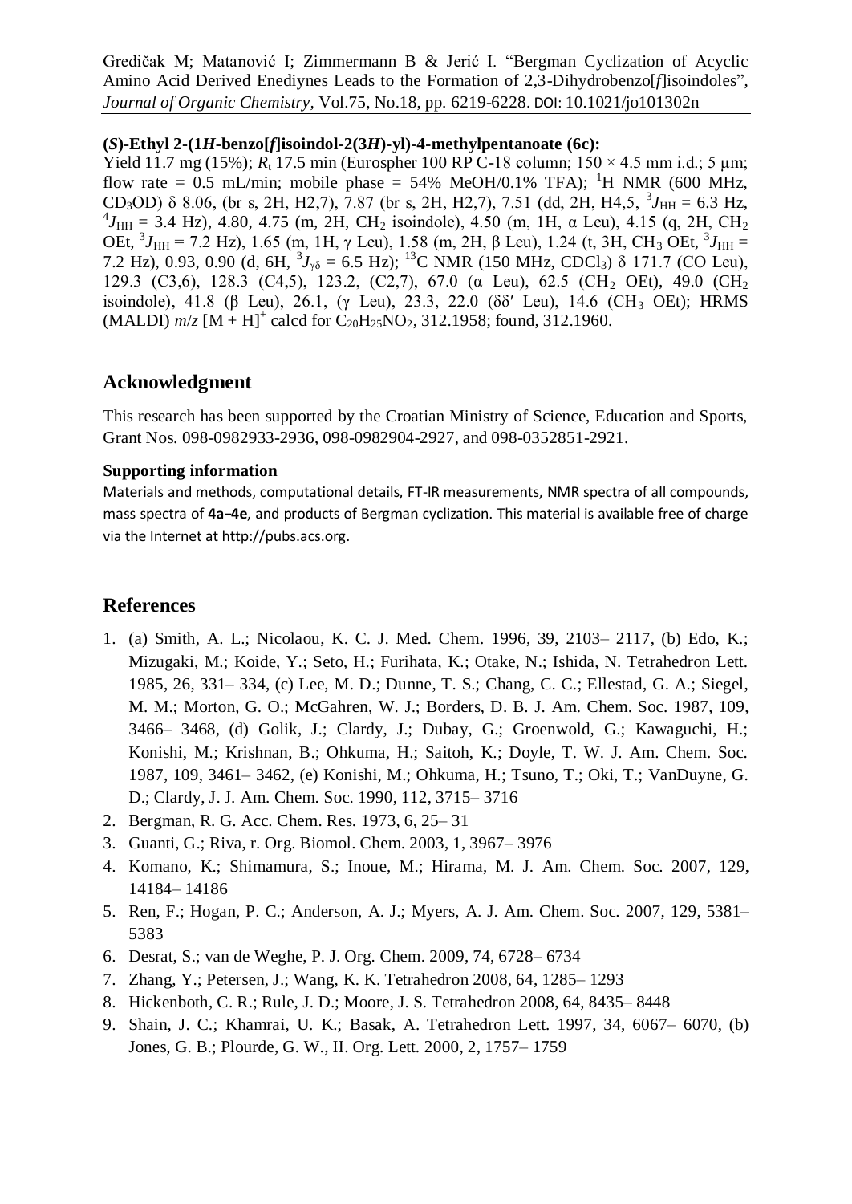**(*S*)-Ethyl 2-(1*H*-benzo[*f*]isoindol-2(3*H*)-yl)-4-methylpentanoate (6c):**
Yield 11.7 mg (15%); $R_t$ 17.5 min (Eurospher 100 RP C-18 column; 150 × 4.5 mm i.d.; 5 μm; flow rate = 0.5 mL/min; mobile phase = 54% MeOH/0.1% TFA); $^1$H NMR (600 MHz, $CD_3OD$) δ 8.06, (br s, 2H, H2,7), 7.87 (br s, 2H, H2,7), 7.51 (dd, 2H, H4,5, $^3J_{HH}$ = 6.3 Hz, $^4J_{HH}$ = 3.4 Hz), 4.80, 4.75 (m, 2H, $CH_2$ isoindole), 4.50 (m, 1H, α Leu), 4.15 (q, 2H, $CH_2$ OEt, $^3J_{HH}$ = 7.2 Hz), 1.65 (m, 1H, γ Leu), 1.58 (m, 2H, β Leu), 1.24 (t, 3H, $CH_3$ OEt, $^3J_{HH}$ = 7.2 Hz), 0.93, 0.90 (d, 6H, $^3J_{\gamma\delta}$ = 6.5 Hz); $^{13}$C NMR (150 MHz, $CDCl_3$) δ 171.7 (CO Leu), 129.3 (C3,6), 128.3 (C4,5), 123.2, (C2,7), 67.0 (α Leu), 62.5 ($CH_2$ OEt), 49.0 ($CH_2$ isoindole), 41.8 (β Leu), 26.1, (γ Leu), 23.3, 22.0 (δδ′ Leu), 14.6 ($CH_3$ OEt); HRMS (MALDI) *m*/*z* $[M + H]^+$ calcd for $C_{20}H_{25}NO_2$, 312.1958; found, 312.1960.

## Acknowledgment

This research has been supported by the Croatian Ministry of Science, Education and Sports, Grant Nos. 098-0982933-2936, 098-0982904-2927, and 098-0352851-2921.

### Supporting information

Materials and methods, computational details, FT-IR measurements, NMR spectra of all compounds, mass spectra of **4a**–**4e**, and products of Bergman cyclization. This material is available free of charge via the Internet at http://pubs.acs.org.

## References

1. (a) Smith, A. L.; Nicolaou, K. C. J. Med. Chem. 1996, 39, 2103– 2117, (b) Edo, K.; Mizugaki, M.; Koide, Y.; Seto, H.; Furihata, K.; Otake, N.; Ishida, N. Tetrahedron Lett. 1985, 26, 331– 334, (c) Lee, M. D.; Dunne, T. S.; Chang, C. C.; Ellestad, G. A.; Siegel, M. M.; Morton, G. O.; McGahren, W. J.; Borders, D. B. J. Am. Chem. Soc. 1987, 109, 3466– 3468, (d) Golik, J.; Clardy, J.; Dubay, G.; Groenwold, G.; Kawaguchi, H.; Konishi, M.; Krishnan, B.; Ohkuma, H.; Saitoh, K.; Doyle, T. W. J. Am. Chem. Soc. 1987, 109, 3461– 3462, (e) Konishi, M.; Ohkuma, H.; Tsuno, T.; Oki, T.; VanDuyne, G. D.; Clardy, J. J. Am. Chem. Soc. 1990, 112, 3715– 3716
2. Bergman, R. G. Acc. Chem. Res. 1973, 6, 25– 31
3. Guanti, G.; Riva, r. Org. Biomol. Chem. 2003, 1, 3967– 3976
4. Komano, K.; Shimamura, S.; Inoue, M.; Hirama, M. J. Am. Chem. Soc. 2007, 129, 14184– 14186
5. Ren, F.; Hogan, P. C.; Anderson, A. J.; Myers, A. J. Am. Chem. Soc. 2007, 129, 5381– 5383
6. Desrat, S.; van de Weghe, P. J. Org. Chem. 2009, 74, 6728– 6734
7. Zhang, Y.; Petersen, J.; Wang, K. K. Tetrahedron 2008, 64, 1285– 1293
8. Hickenboth, C. R.; Rule, J. D.; Moore, J. S. Tetrahedron 2008, 64, 8435– 8448
9. Shain, J. C.; Khamrai, U. K.; Basak, A. Tetrahedron Lett. 1997, 34, 6067– 6070, (b) Jones, G. B.; Plourde, G. W., II. Org. Lett. 2000, 2, 1757– 1759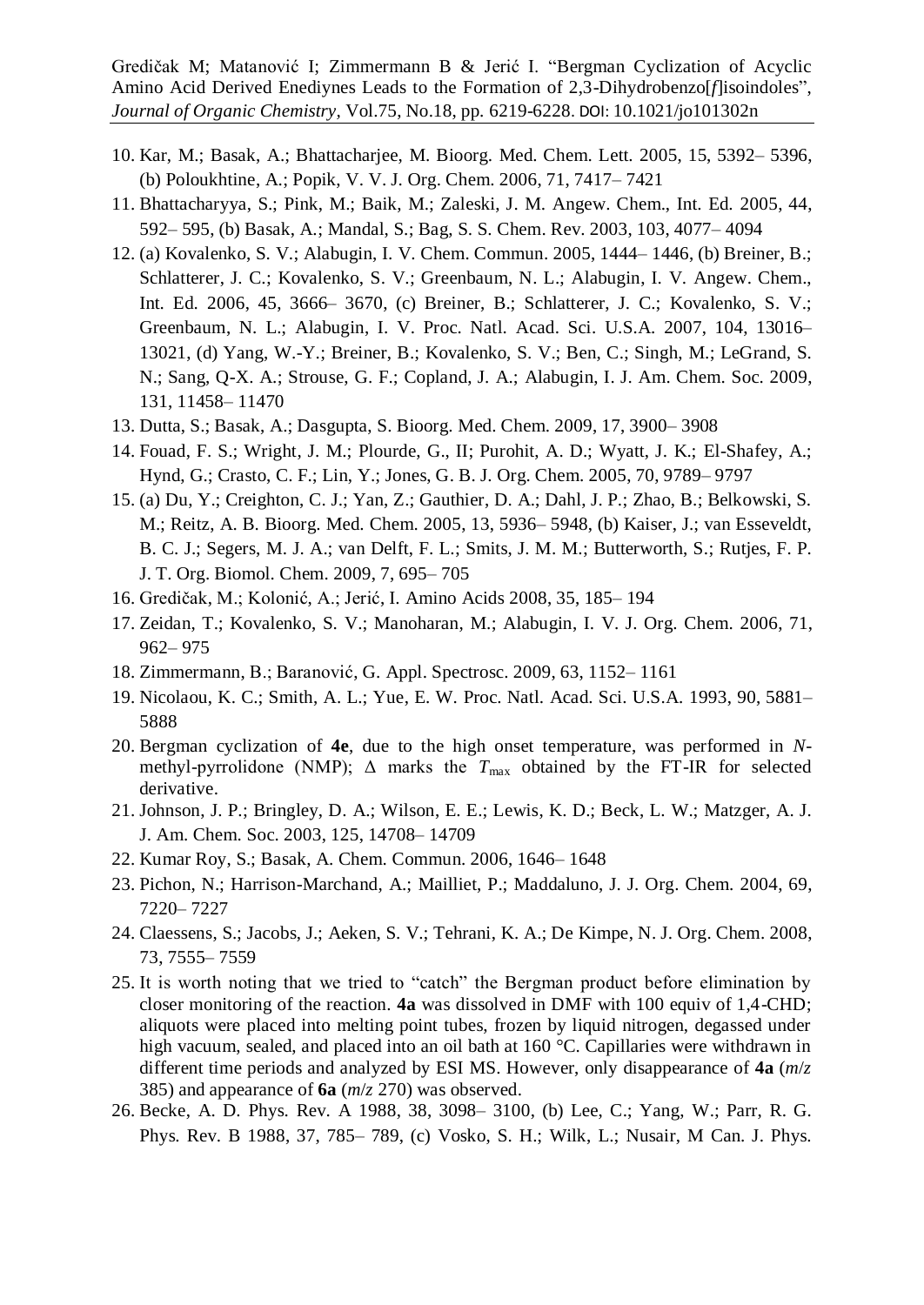10. Kar, M.; Basak, A.; Bhattacharjee, M. Bioorg. Med. Chem. Lett. 2005, 15, 5392– 5396, (b) Poloukhtine, A.; Popik, V. V. J. Org. Chem. 2006, 71, 7417– 7421
11. Bhattacharyya, S.; Pink, M.; Baik, M.; Zaleski, J. M. Angew. Chem., Int. Ed. 2005, 44, 592– 595, (b) Basak, A.; Mandal, S.; Bag, S. S. Chem. Rev. 2003, 103, 4077– 4094
12. (a) Kovalenko, S. V.; Alabugin, I. V. Chem. Commun. 2005, 1444– 1446, (b) Breiner, B.; Schlatterer, J. C.; Kovalenko, S. V.; Greenbaum, N. L.; Alabugin, I. V. Angew. Chem., Int. Ed. 2006, 45, 3666– 3670, (c) Breiner, B.; Schlatterer, J. C.; Kovalenko, S. V.; Greenbaum, N. L.; Alabugin, I. V. Proc. Natl. Acad. Sci. U.S.A. 2007, 104, 13016– 13021, (d) Yang, W.-Y.; Breiner, B.; Kovalenko, S. V.; Ben, C.; Singh, M.; LeGrand, S. N.; Sang, Q-X. A.; Strouse, G. F.; Copland, J. A.; Alabugin, I. J. Am. Chem. Soc. 2009, 131, 11458– 11470
13. Dutta, S.; Basak, A.; Dasgupta, S. Bioorg. Med. Chem. 2009, 17, 3900– 3908
14. Fouad, F. S.; Wright, J. M.; Plourde, G., II; Purohit, A. D.; Wyatt, J. K.; El-Shafey, A.; Hynd, G.; Crasto, C. F.; Lin, Y.; Jones, G. B. J. Org. Chem. 2005, 70, 9789– 9797
15. (a) Du, Y.; Creighton, C. J.; Yan, Z.; Gauthier, D. A.; Dahl, J. P.; Zhao, B.; Belkowski, S. M.; Reitz, A. B. Bioorg. Med. Chem. 2005, 13, 5936– 5948, (b) Kaiser, J.; van Esseveldt, B. C. J.; Segers, M. J. A.; van Delft, F. L.; Smits, J. M. M.; Butterworth, S.; Rutjes, F. P. J. T. Org. Biomol. Chem. 2009, 7, 695– 705
16. Gredičak, M.; Kolonić, A.; Jerić, I. Amino Acids 2008, 35, 185– 194
17. Zeidan, T.; Kovalenko, S. V.; Manoharan, M.; Alabugin, I. V. J. Org. Chem. 2006, 71, 962– 975
18. Zimmermann, B.; Baranović, G. Appl. Spectrosc. 2009, 63, 1152– 1161
19. Nicolaou, K. C.; Smith, A. L.; Yue, E. W. Proc. Natl. Acad. Sci. U.S.A. 1993, 90, 5881– 5888
20. Bergman cyclization of **4e**, due to the high onset temperature, was performed in *N*-methyl-pyrrolidone (NMP); Δ marks the $T_{max}$ obtained by the FT-IR for selected derivative.
21. Johnson, J. P.; Bringley, D. A.; Wilson, E. E.; Lewis, K. D.; Beck, L. W.; Matzger, A. J. J. Am. Chem. Soc. 2003, 125, 14708– 14709
22. Kumar Roy, S.; Basak, A. Chem. Commun. 2006, 1646– 1648
23. Pichon, N.; Harrison-Marchand, A.; Mailliet, P.; Maddaluno, J. J. Org. Chem. 2004, 69, 7220– 7227
24. Claessens, S.; Jacobs, J.; Aeken, S. V.; Tehrani, K. A.; De Kimpe, N. J. Org. Chem. 2008, 73, 7555– 7559
25. It is worth noting that we tried to "catch" the Bergman product before elimination by closer monitoring of the reaction. **4a** was dissolved in DMF with 100 equiv of 1,4-CHD; aliquots were placed into melting point tubes, frozen by liquid nitrogen, degassed under high vacuum, sealed, and placed into an oil bath at 160 °C. Capillaries were withdrawn in different time periods and analyzed by ESI MS. However, only disappearance of **4a** (*m*/*z* 385) and appearance of **6a** (*m*/*z* 270) was observed.
26. Becke, A. D. Phys. Rev. A 1988, 38, 3098– 3100, (b) Lee, C.; Yang, W.; Parr, R. G. Phys. Rev. B 1988, 37, 785– 789, (c) Vosko, S. H.; Wilk, L.; Nusair, M Can. J. Phys.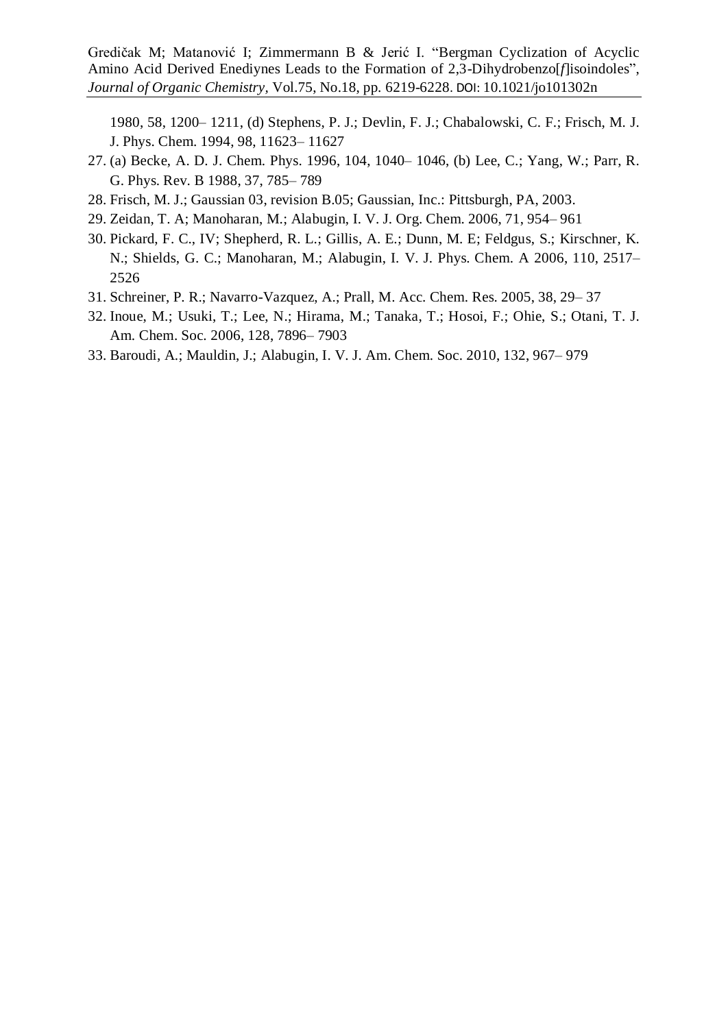1980, 58, 1200– 1211, (d) Stephens, P. J.; Devlin, F. J.; Chabalowski, C. F.; Frisch, M. J. J. Phys. Chem. 1994, 98, 11623– 11627

27. (a) Becke, A. D. J. Chem. Phys. 1996, 104, 1040– 1046, (b) Lee, C.; Yang, W.; Parr, R. G. Phys. Rev. B 1988, 37, 785– 789
28. Frisch, M. J.; Gaussian 03, revision B.05; Gaussian, Inc.: Pittsburgh, PA, 2003.
29. Zeidan, T. A; Manoharan, M.; Alabugin, I. V. J. Org. Chem. 2006, 71, 954– 961
30. Pickard, F. C., IV; Shepherd, R. L.; Gillis, A. E.; Dunn, M. E; Feldgus, S.; Kirschner, K. N.; Shields, G. C.; Manoharan, M.; Alabugin, I. V. J. Phys. Chem. A 2006, 110, 2517–2526
31. Schreiner, P. R.; Navarro-Vazquez, A.; Prall, M. Acc. Chem. Res. 2005, 38, 29– 37
32. Inoue, M.; Usuki, T.; Lee, N.; Hirama, M.; Tanaka, T.; Hosoi, F.; Ohie, S.; Otani, T. J. Am. Chem. Soc. 2006, 128, 7896– 7903
33. Baroudi, A.; Mauldin, J.; Alabugin, I. V. J. Am. Chem. Soc. 2010, 132, 967– 979